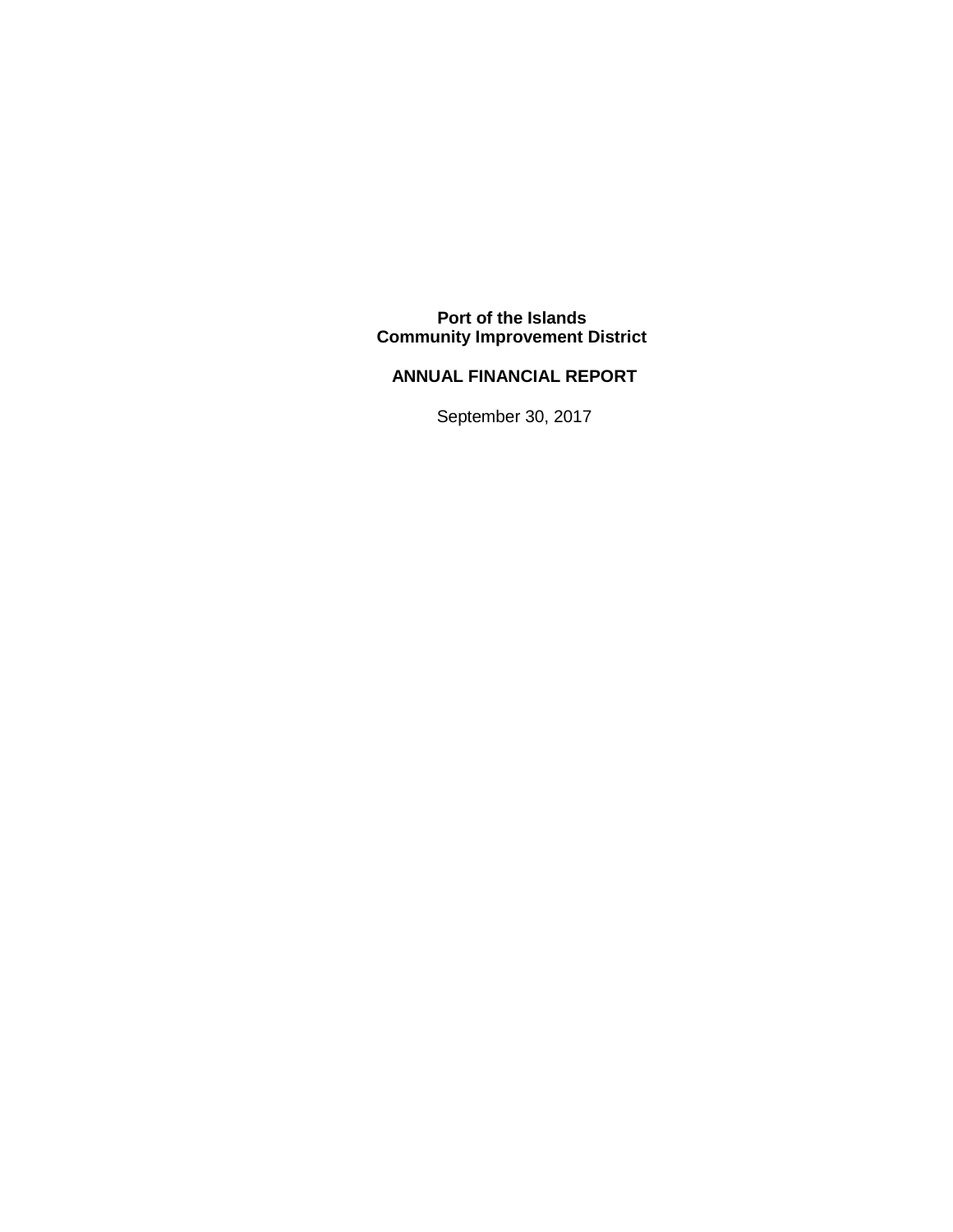# Port of the Islands Community Improvement District

## ANNUAL FINANCIAL REPORT

September 30, 2017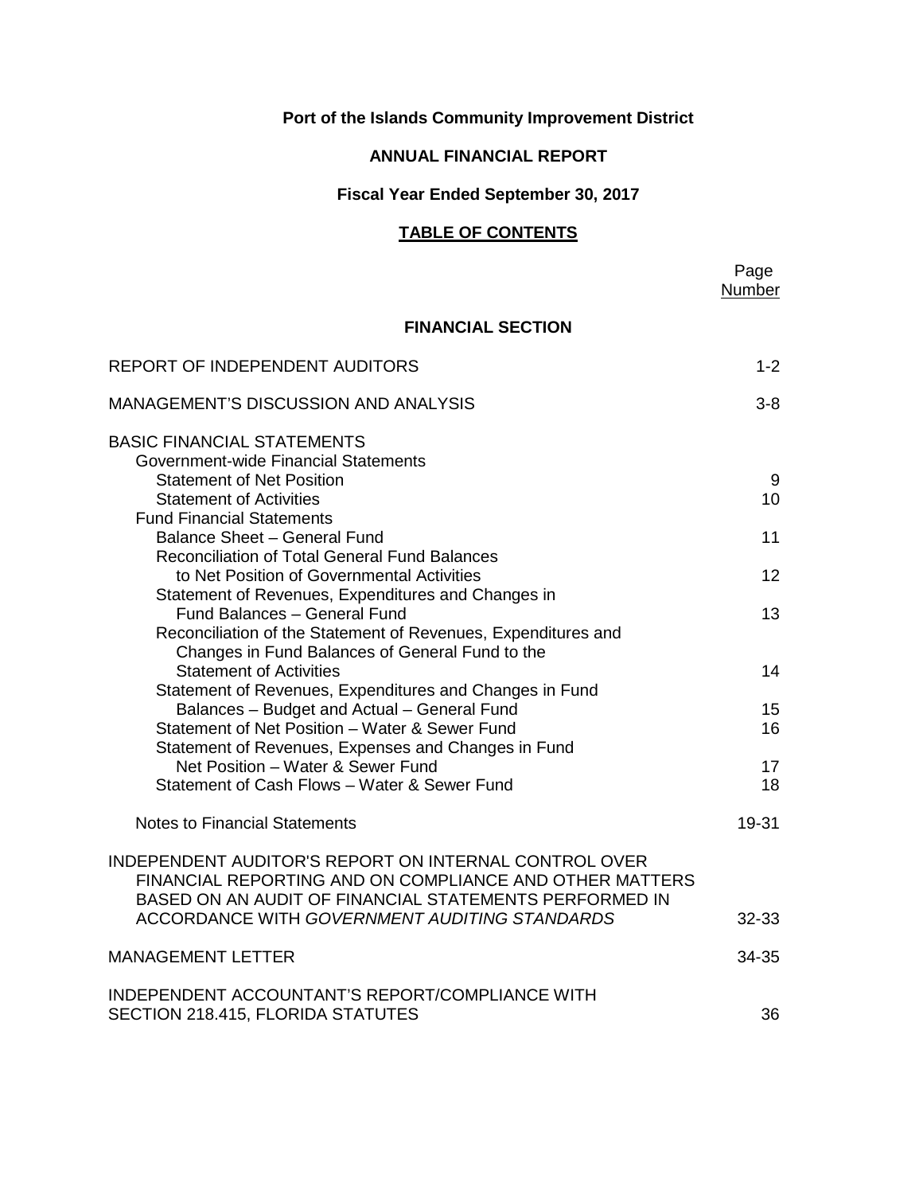# Port of the Islands Community Improvement District

## ANNUAL FINANCIAL REPORT

### Fiscal Year Ended September 30, 2017

### TABLE OF CONTENTS

| | Page Number |
|---|---|
| **FINANCIAL SECTION** | |
| REPORT OF INDEPENDENT AUDITORS | 1-2 |
| MANAGEMENT'S DISCUSSION AND ANALYSIS | 3-8 |
| BASIC FINANCIAL STATEMENTS | |
| Government-wide Financial Statements | |
| Statement of Net Position | 9 |
| Statement of Activities | 10 |
| Fund Financial Statements | |
| Balance Sheet – General Fund | 11 |
| Reconciliation of Total General Fund Balances to Net Position of Governmental Activities | 12 |
| Statement of Revenues, Expenditures and Changes in Fund Balances – General Fund | 13 |
| Reconciliation of the Statement of Revenues, Expenditures and Changes in Fund Balances of General Fund to the Statement of Activities | 14 |
| Statement of Revenues, Expenditures and Changes in Fund Balances – Budget and Actual – General Fund | 15 |
| Statement of Net Position – Water & Sewer Fund | 16 |
| Statement of Revenues, Expenses and Changes in Fund Net Position – Water & Sewer Fund | 17 |
| Statement of Cash Flows – Water & Sewer Fund | 18 |
| Notes to Financial Statements | 19-31 |
| INDEPENDENT AUDITOR'S REPORT ON INTERNAL CONTROL OVER FINANCIAL REPORTING AND ON COMPLIANCE AND OTHER MATTERS BASED ON AN AUDIT OF FINANCIAL STATEMENTS PERFORMED IN ACCORDANCE WITH *GOVERNMENT AUDITING STANDARDS* | 32-33 |
| MANAGEMENT LETTER | 34-35 |
| INDEPENDENT ACCOUNTANT'S REPORT/COMPLIANCE WITH SECTION 218.415, FLORIDA STATUTES | 36 |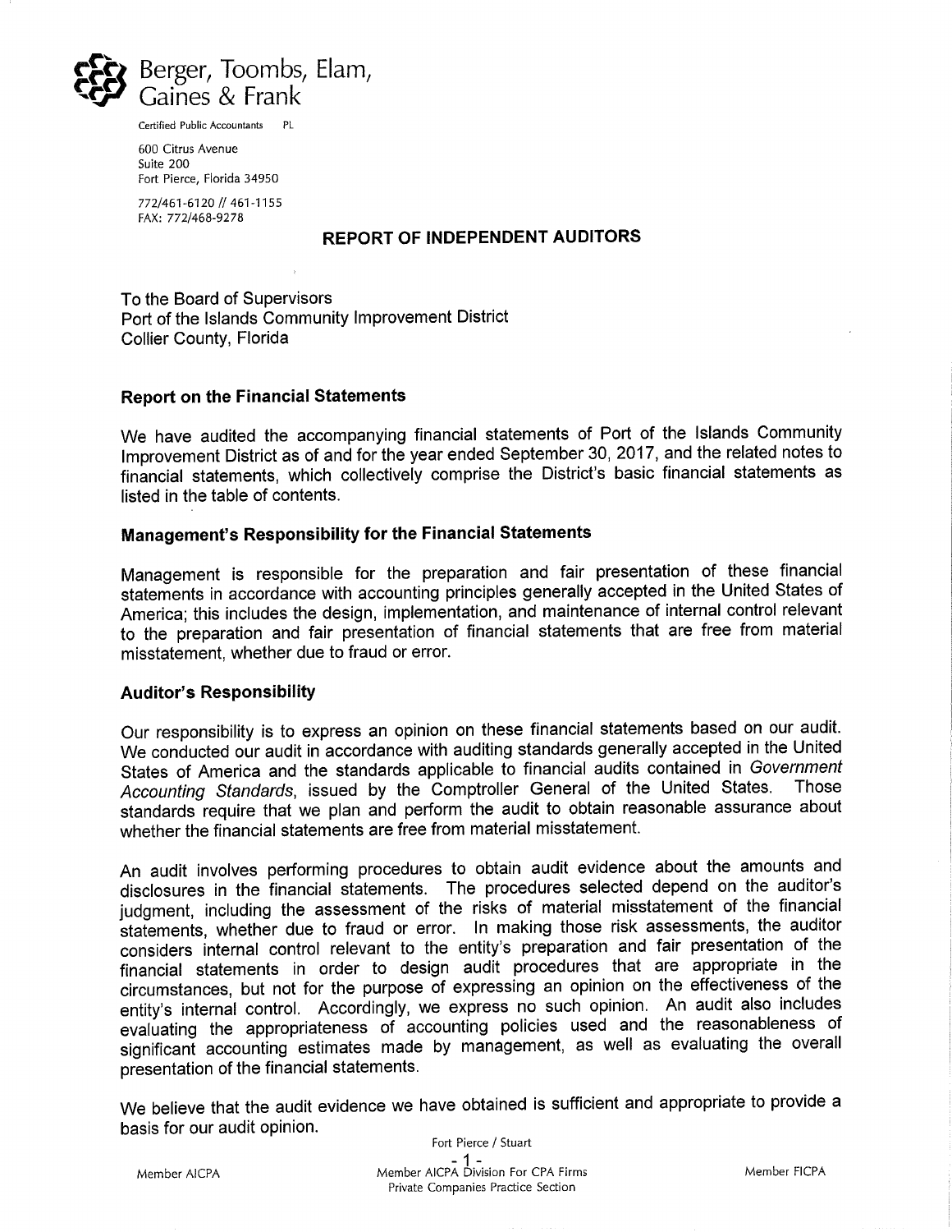Berger, Toombs, Elam, Gaines & Frank

Certified Public Accountants PL

600 Citrus Avenue
Suite 200
Fort Pierce, Florida 34950

772/461-6120 // 461-1155
FAX: 772/468-9278

## REPORT OF INDEPENDENT AUDITORS

To the Board of Supervisors
Port of the Islands Community Improvement District
Collier County, Florida

### Report on the Financial Statements

We have audited the accompanying financial statements of Port of the Islands Community Improvement District as of and for the year ended September 30, 2017, and the related notes to financial statements, which collectively comprise the District's basic financial statements as listed in the table of contents.

### Management's Responsibility for the Financial Statements

Management is responsible for the preparation and fair presentation of these financial statements in accordance with accounting principles generally accepted in the United States of America; this includes the design, implementation, and maintenance of internal control relevant to the preparation and fair presentation of financial statements that are free from material misstatement, whether due to fraud or error.

### Auditor's Responsibility

Our responsibility is to express an opinion on these financial statements based on our audit. We conducted our audit in accordance with auditing standards generally accepted in the United States of America and the standards applicable to financial audits contained in *Government Accounting Standards*, issued by the Comptroller General of the United States. Those standards require that we plan and perform the audit to obtain reasonable assurance about whether the financial statements are free from material misstatement.

An audit involves performing procedures to obtain audit evidence about the amounts and disclosures in the financial statements. The procedures selected depend on the auditor's judgment, including the assessment of the risks of material misstatement of the financial statements, whether due to fraud or error. In making those risk assessments, the auditor considers internal control relevant to the entity's preparation and fair presentation of the financial statements in order to design audit procedures that are appropriate in the circumstances, but not for the purpose of expressing an opinion on the effectiveness of the entity's internal control. Accordingly, we express no such opinion. An audit also includes evaluating the appropriateness of accounting policies used and the reasonableness of significant accounting estimates made by management, as well as evaluating the overall presentation of the financial statements.

We believe that the audit evidence we have obtained is sufficient and appropriate to provide a basis for our audit opinion.

Fort Pierce / Stuart

Member AICPA    Member AICPA Division For CPA Firms Private Companies Practice Section    Member FICPA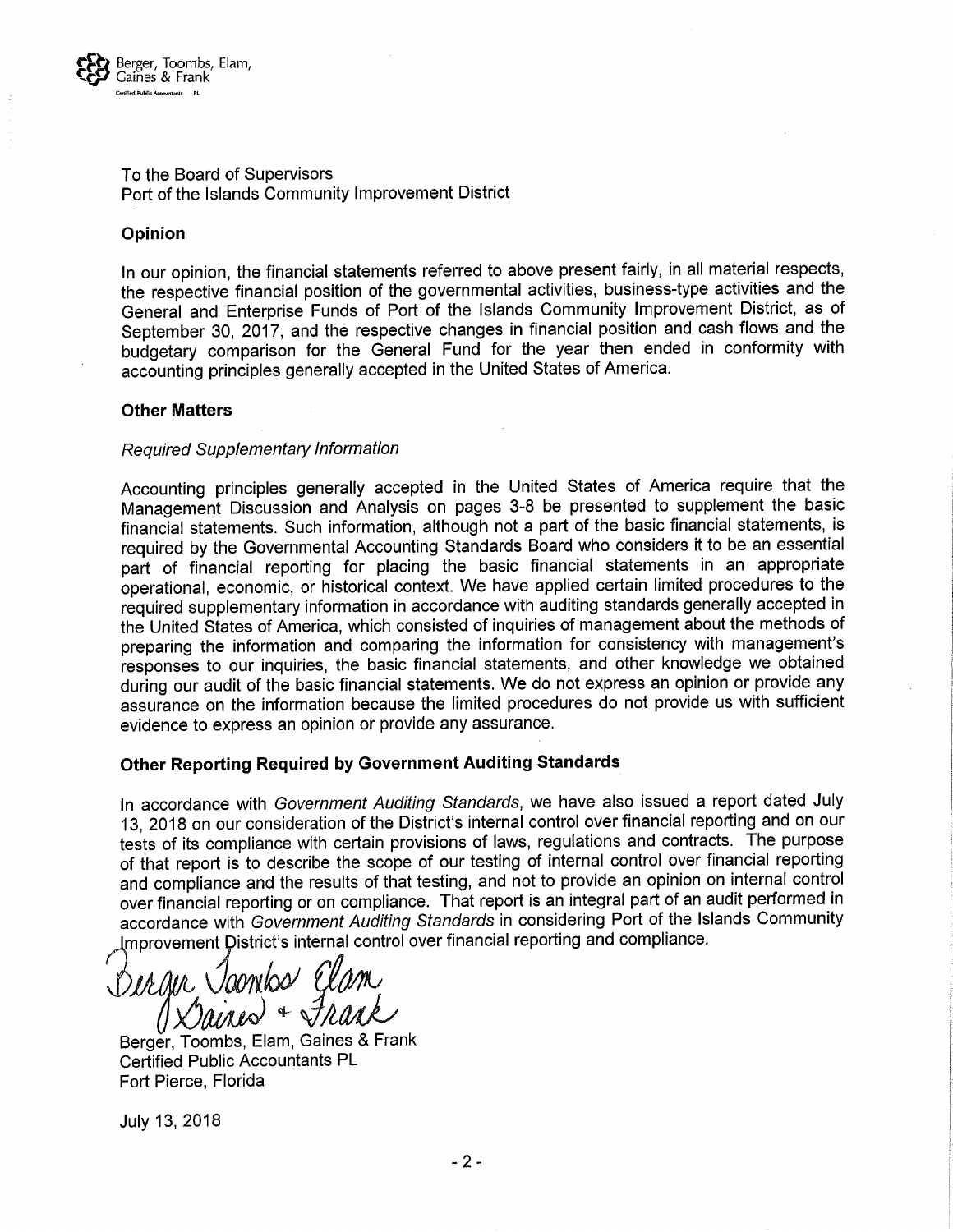Berger, Toombs, Elam, Gaines & Frank
Certified Public Accountants PL

To the Board of Supervisors
Port of the Islands Community Improvement District

## Opinion

In our opinion, the financial statements referred to above present fairly, in all material respects, the respective financial position of the governmental activities, business-type activities and the General and Enterprise Funds of Port of the Islands Community Improvement District, as of September 30, 2017, and the respective changes in financial position and cash flows and the budgetary comparison for the General Fund for the year then ended in conformity with accounting principles generally accepted in the United States of America.

## Other Matters

*Required Supplementary Information*

Accounting principles generally accepted in the United States of America require that the Management Discussion and Analysis on pages 3-8 be presented to supplement the basic financial statements. Such information, although not a part of the basic financial statements, is required by the Governmental Accounting Standards Board who considers it to be an essential part of financial reporting for placing the basic financial statements in an appropriate operational, economic, or historical context. We have applied certain limited procedures to the required supplementary information in accordance with auditing standards generally accepted in the United States of America, which consisted of inquiries of management about the methods of preparing the information and comparing the information for consistency with management's responses to our inquiries, the basic financial statements, and other knowledge we obtained during our audit of the basic financial statements. We do not express an opinion or provide any assurance on the information because the limited procedures do not provide us with sufficient evidence to express an opinion or provide any assurance.

## Other Reporting Required by Government Auditing Standards

In accordance with *Government Auditing Standards*, we have also issued a report dated July 13, 2018 on our consideration of the District's internal control over financial reporting and on our tests of its compliance with certain provisions of laws, regulations and contracts. The purpose of that report is to describe the scope of our testing of internal control over financial reporting and compliance and the results of that testing, and not to provide an opinion on internal control over financial reporting or on compliance. That report is an integral part of an audit performed in accordance with *Government Auditing Standards* in considering Port of the Islands Community Improvement District's internal control over financial reporting and compliance.

Berger, Toombs, Elam, Gaines & Frank
Certified Public Accountants PL
Fort Pierce, Florida

July 13, 2018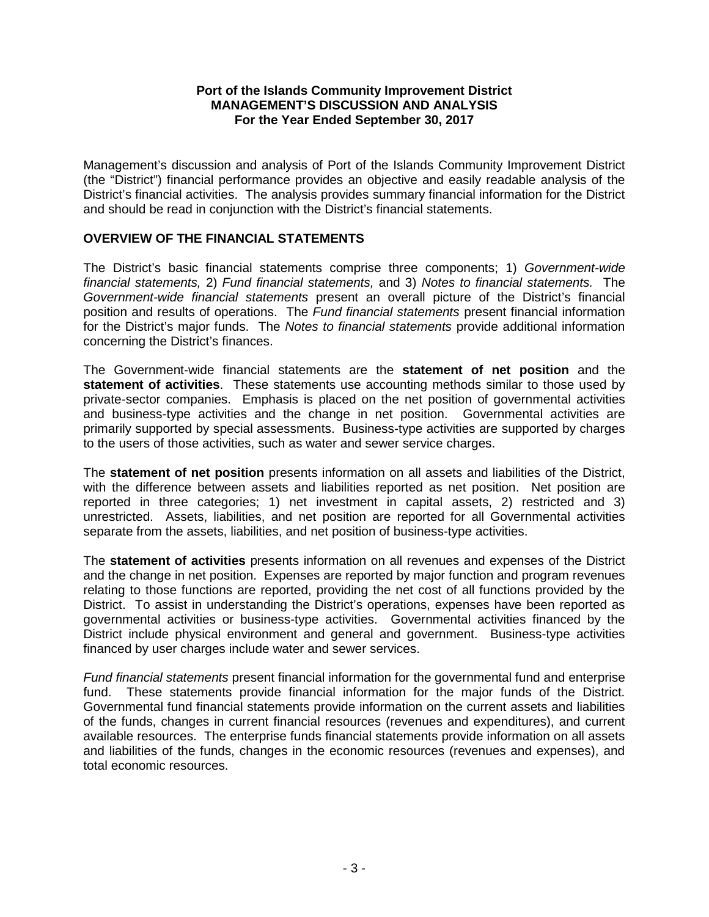**Port of the Islands Community Improvement District**
**MANAGEMENT'S DISCUSSION AND ANALYSIS**
**For the Year Ended September 30, 2017**

Management's discussion and analysis of Port of the Islands Community Improvement District (the "District") financial performance provides an objective and easily readable analysis of the District's financial activities. The analysis provides summary financial information for the District and should be read in conjunction with the District's financial statements.

## OVERVIEW OF THE FINANCIAL STATEMENTS

The District's basic financial statements comprise three components; 1) *Government-wide financial statements,* 2) *Fund financial statements,* and 3) *Notes to financial statements.* The *Government-wide financial statements* present an overall picture of the District's financial position and results of operations. The *Fund financial statements* present financial information for the District's major funds. The *Notes to financial statements* provide additional information concerning the District's finances.

The Government-wide financial statements are the **statement of net position** and the **statement of activities**. These statements use accounting methods similar to those used by private-sector companies. Emphasis is placed on the net position of governmental activities and business-type activities and the change in net position. Governmental activities are primarily supported by special assessments. Business-type activities are supported by charges to the users of those activities, such as water and sewer service charges.

The **statement of net position** presents information on all assets and liabilities of the District, with the difference between assets and liabilities reported as net position. Net position are reported in three categories; 1) net investment in capital assets, 2) restricted and 3) unrestricted. Assets, liabilities, and net position are reported for all Governmental activities separate from the assets, liabilities, and net position of business-type activities.

The **statement of activities** presents information on all revenues and expenses of the District and the change in net position. Expenses are reported by major function and program revenues relating to those functions are reported, providing the net cost of all functions provided by the District. To assist in understanding the District's operations, expenses have been reported as governmental activities or business-type activities. Governmental activities financed by the District include physical environment and general and government. Business-type activities financed by user charges include water and sewer services.

*Fund financial statements* present financial information for the governmental fund and enterprise fund. These statements provide financial information for the major funds of the District. Governmental fund financial statements provide information on the current assets and liabilities of the funds, changes in current financial resources (revenues and expenditures), and current available resources. The enterprise funds financial statements provide information on all assets and liabilities of the funds, changes in the economic resources (revenues and expenses), and total economic resources.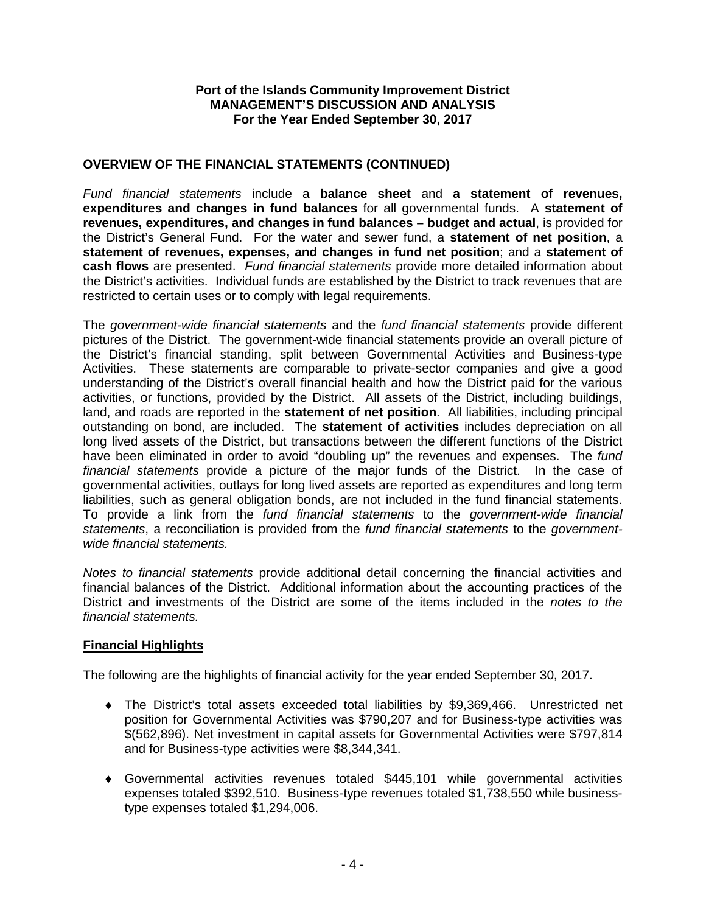**Port of the Islands Community Improvement District**
**MANAGEMENT'S DISCUSSION AND ANALYSIS**
**For the Year Ended September 30, 2017**

## OVERVIEW OF THE FINANCIAL STATEMENTS (CONTINUED)

*Fund financial statements* include a **balance sheet** and **a statement of revenues, expenditures and changes in fund balances** for all governmental funds. A **statement of revenues, expenditures, and changes in fund balances – budget and actual**, is provided for the District's General Fund. For the water and sewer fund, a **statement of net position**, a **statement of revenues, expenses, and changes in fund net position**; and a **statement of cash flows** are presented. *Fund financial statements* provide more detailed information about the District's activities. Individual funds are established by the District to track revenues that are restricted to certain uses or to comply with legal requirements.

The *government-wide financial statements* and the *fund financial statements* provide different pictures of the District. The government-wide financial statements provide an overall picture of the District's financial standing, split between Governmental Activities and Business-type Activities. These statements are comparable to private-sector companies and give a good understanding of the District's overall financial health and how the District paid for the various activities, or functions, provided by the District. All assets of the District, including buildings, land, and roads are reported in the **statement of net position**. All liabilities, including principal outstanding on bond, are included. The **statement of activities** includes depreciation on all long lived assets of the District, but transactions between the different functions of the District have been eliminated in order to avoid "doubling up" the revenues and expenses. The *fund financial statements* provide a picture of the major funds of the District. In the case of governmental activities, outlays for long lived assets are reported as expenditures and long term liabilities, such as general obligation bonds, are not included in the fund financial statements. To provide a link from the *fund financial statements* to the *government-wide financial statements*, a reconciliation is provided from the *fund financial statements* to the *government-wide financial statements.*

*Notes to financial statements* provide additional detail concerning the financial activities and financial balances of the District. Additional information about the accounting practices of the District and investments of the District are some of the items included in the *notes to the financial statements.*

## Financial Highlights

The following are the highlights of financial activity for the year ended September 30, 2017.

- The District's total assets exceeded total liabilities by $9,369,466. Unrestricted net position for Governmental Activities was $790,207 and for Business-type activities was $(562,896). Net investment in capital assets for Governmental Activities were $797,814 and for Business-type activities were $8,344,341.

- Governmental activities revenues totaled $445,101 while governmental activities expenses totaled $392,510. Business-type revenues totaled $1,738,550 while business-type expenses totaled $1,294,006.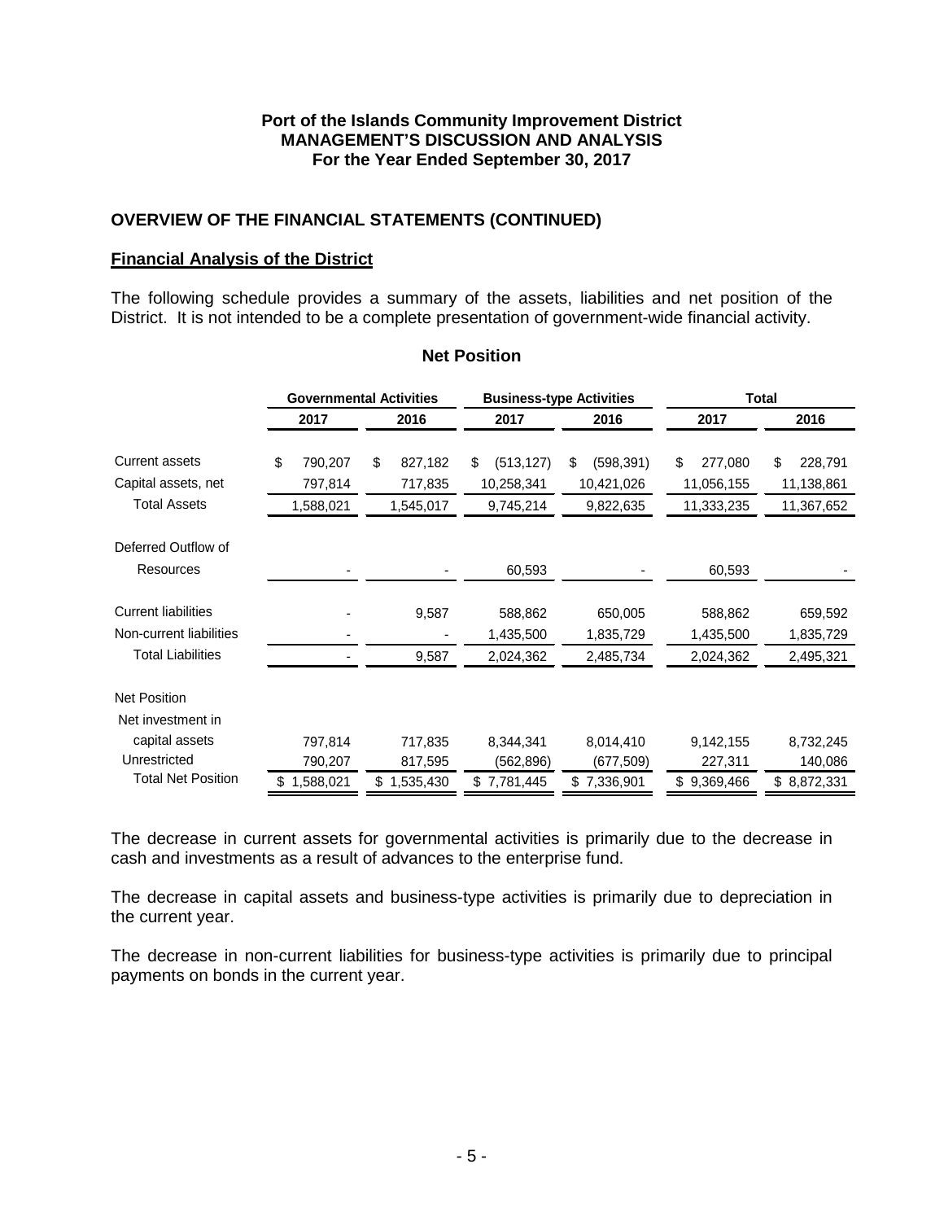**Port of the Islands Community Improvement District**
**MANAGEMENT'S DISCUSSION AND ANALYSIS**
**For the Year Ended September 30, 2017**

## OVERVIEW OF THE FINANCIAL STATEMENTS (CONTINUED)

### Financial Analysis of the District

The following schedule provides a summary of the assets, liabilities and net position of the District. It is not intended to be a complete presentation of government-wide financial activity.

**Net Position**

| | Governmental Activities | | Business-type Activities | | Total | |
|---|---|---|---|---|---|---|
| | 2017 | 2016 | 2017 | 2016 | 2017 | 2016 |
| Current assets | $ 790,207 | $ 827,182 | $ (513,127) | $ (598,391) | $ 277,080 | $ 228,791 |
| Capital assets, net | 797,814 | 717,835 | 10,258,341 | 10,421,026 | 11,056,155 | 11,138,861 |
| Total Assets | 1,588,021 | 1,545,017 | 9,745,214 | 9,822,635 | 11,333,235 | 11,367,652 |
| Deferred Outflow of Resources | - | - | 60,593 | - | 60,593 | - |
| Current liabilities | - | 9,587 | 588,862 | 650,005 | 588,862 | 659,592 |
| Non-current liabilities | - | - | 1,435,500 | 1,835,729 | 1,435,500 | 1,835,729 |
| Total Liabilities | - | 9,587 | 2,024,362 | 2,485,734 | 2,024,362 | 2,495,321 |
| Net Position | | | | | | |
| Net investment in capital assets | 797,814 | 717,835 | 8,344,341 | 8,014,410 | 9,142,155 | 8,732,245 |
| Unrestricted | 790,207 | 817,595 | (562,896) | (677,509) | 227,311 | 140,086 |
| Total Net Position | $ 1,588,021 | $ 1,535,430 | $ 7,781,445 | $ 7,336,901 | $ 9,369,466 | $ 8,872,331 |

The decrease in current assets for governmental activities is primarily due to the decrease in cash and investments as a result of advances to the enterprise fund.

The decrease in capital assets and business-type activities is primarily due to depreciation in the current year.

The decrease in non-current liabilities for business-type activities is primarily due to principal payments on bonds in the current year.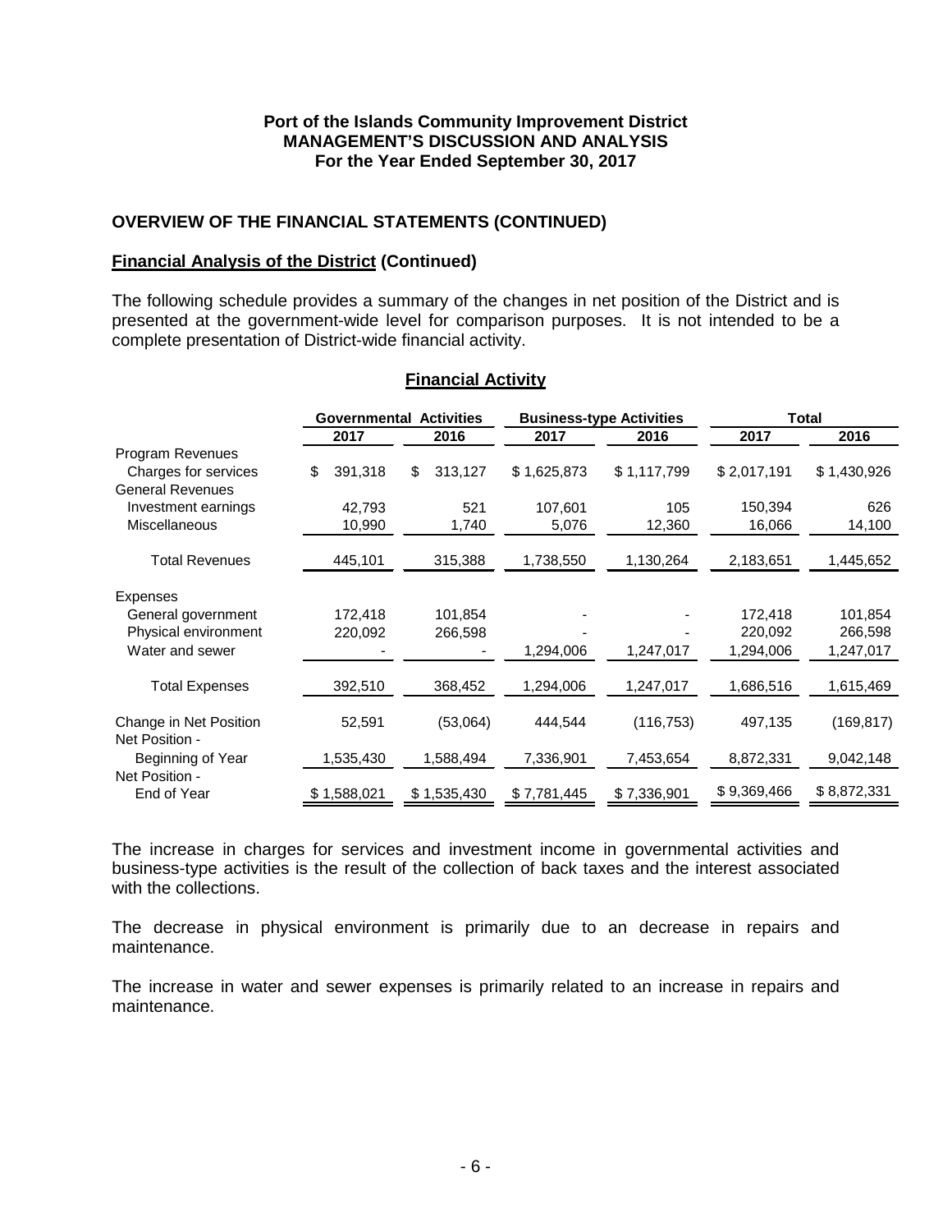**Port of the Islands Community Improvement District**
**MANAGEMENT'S DISCUSSION AND ANALYSIS**
**For the Year Ended September 30, 2017**

## OVERVIEW OF THE FINANCIAL STATEMENTS (CONTINUED)

### Financial Analysis of the District (Continued)

The following schedule provides a summary of the changes in net position of the District and is presented at the government-wide level for comparison purposes. It is not intended to be a complete presentation of District-wide financial activity.

**Financial Activity**

| | Governmental Activities | | Business-type Activities | | Total | |
|---|---|---|---|---|---|---|
| | 2017 | 2016 | 2017 | 2016 | 2017 | 2016 |
| Program Revenues | | | | | | |
| Charges for services | $ 391,318 | $ 313,127 | $ 1,625,873 | $ 1,117,799 | $ 2,017,191 | $ 1,430,926 |
| General Revenues | | | | | | |
| Investment earnings | 42,793 | 521 | 107,601 | 105 | 150,394 | 626 |
| Miscellaneous | 10,990 | 1,740 | 5,076 | 12,360 | 16,066 | 14,100 |
| Total Revenues | 445,101 | 315,388 | 1,738,550 | 1,130,264 | 2,183,651 | 1,445,652 |
| Expenses | | | | | | |
| General government | 172,418 | 101,854 | - | - | 172,418 | 101,854 |
| Physical environment | 220,092 | 266,598 | - | - | 220,092 | 266,598 |
| Water and sewer | - | - | 1,294,006 | 1,247,017 | 1,294,006 | 1,247,017 |
| Total Expenses | 392,510 | 368,452 | 1,294,006 | 1,247,017 | 1,686,516 | 1,615,469 |
| Change in Net Position | 52,591 | (53,064) | 444,544 | (116,753) | 497,135 | (169,817) |
| Net Position - Beginning of Year | 1,535,430 | 1,588,494 | 7,336,901 | 7,453,654 | 8,872,331 | 9,042,148 |
| Net Position - End of Year | $ 1,588,021 | $ 1,535,430 | $ 7,781,445 | $ 7,336,901 | $ 9,369,466 | $ 8,872,331 |

The increase in charges for services and investment income in governmental activities and business-type activities is the result of the collection of back taxes and the interest associated with the collections.

The decrease in physical environment is primarily due to an decrease in repairs and maintenance.

The increase in water and sewer expenses is primarily related to an increase in repairs and maintenance.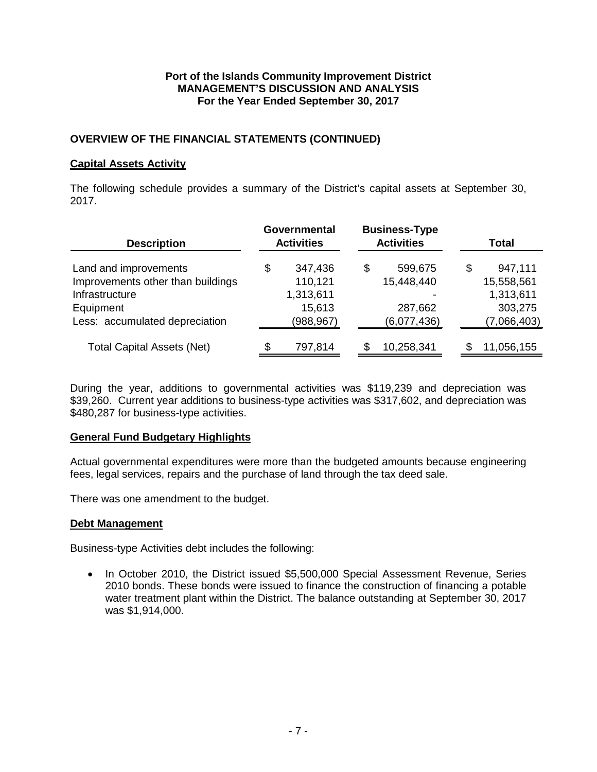**Port of the Islands Community Improvement District**
**MANAGEMENT'S DISCUSSION AND ANALYSIS**
**For the Year Ended September 30, 2017**

## OVERVIEW OF THE FINANCIAL STATEMENTS (CONTINUED)

### Capital Assets Activity

The following schedule provides a summary of the District's capital assets at September 30, 2017.

| Description | Governmental Activities | Business-Type Activities | Total |
|---|---|---|---|
| Land and improvements | $ 347,436 | $ 599,675 | $ 947,111 |
| Improvements other than buildings | 110,121 | 15,448,440 | 15,558,561 |
| Infrastructure | 1,313,611 | - | 1,313,611 |
| Equipment | 15,613 | 287,662 | 303,275 |
| Less: accumulated depreciation | (988,967) | (6,077,436) | (7,066,403) |
| Total Capital Assets (Net) | $ 797,814 | $ 10,258,341 | $ 11,056,155 |

During the year, additions to governmental activities was $119,239 and depreciation was $39,260. Current year additions to business-type activities was $317,602, and depreciation was $480,287 for business-type activities.

### General Fund Budgetary Highlights

Actual governmental expenditures were more than the budgeted amounts because engineering fees, legal services, repairs and the purchase of land through the tax deed sale.

There was one amendment to the budget.

### Debt Management

Business-type Activities debt includes the following:

- In October 2010, the District issued $5,500,000 Special Assessment Revenue, Series 2010 bonds. These bonds were issued to finance the construction of financing a potable water treatment plant within the District. The balance outstanding at September 30, 2017 was $1,914,000.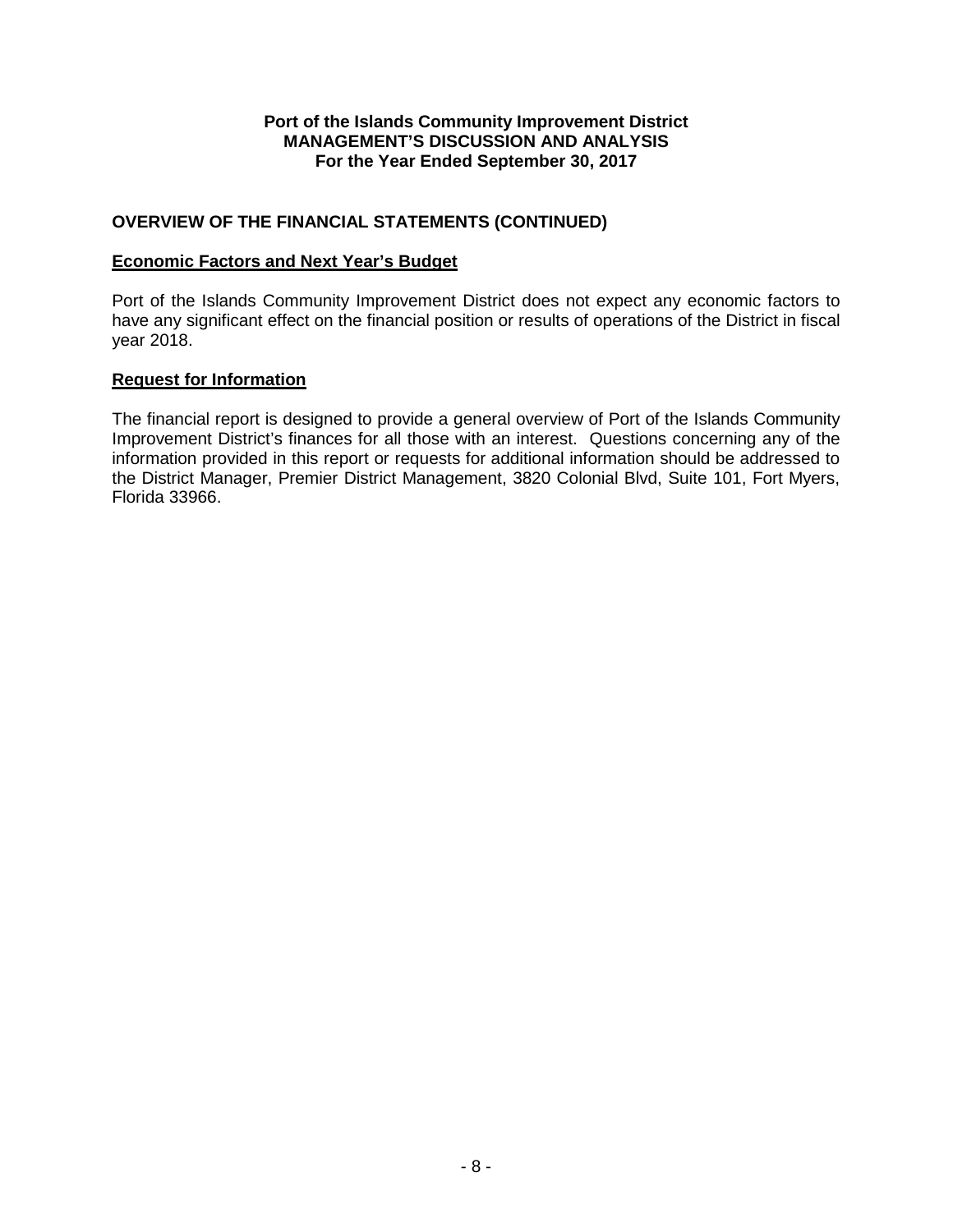**Port of the Islands Community Improvement District**
**MANAGEMENT'S DISCUSSION AND ANALYSIS**
**For the Year Ended September 30, 2017**

## OVERVIEW OF THE FINANCIAL STATEMENTS (CONTINUED)

### Economic Factors and Next Year's Budget

Port of the Islands Community Improvement District does not expect any economic factors to have any significant effect on the financial position or results of operations of the District in fiscal year 2018.

### Request for Information

The financial report is designed to provide a general overview of Port of the Islands Community Improvement District's finances for all those with an interest. Questions concerning any of the information provided in this report or requests for additional information should be addressed to the District Manager, Premier District Management, 3820 Colonial Blvd, Suite 101, Fort Myers, Florida 33966.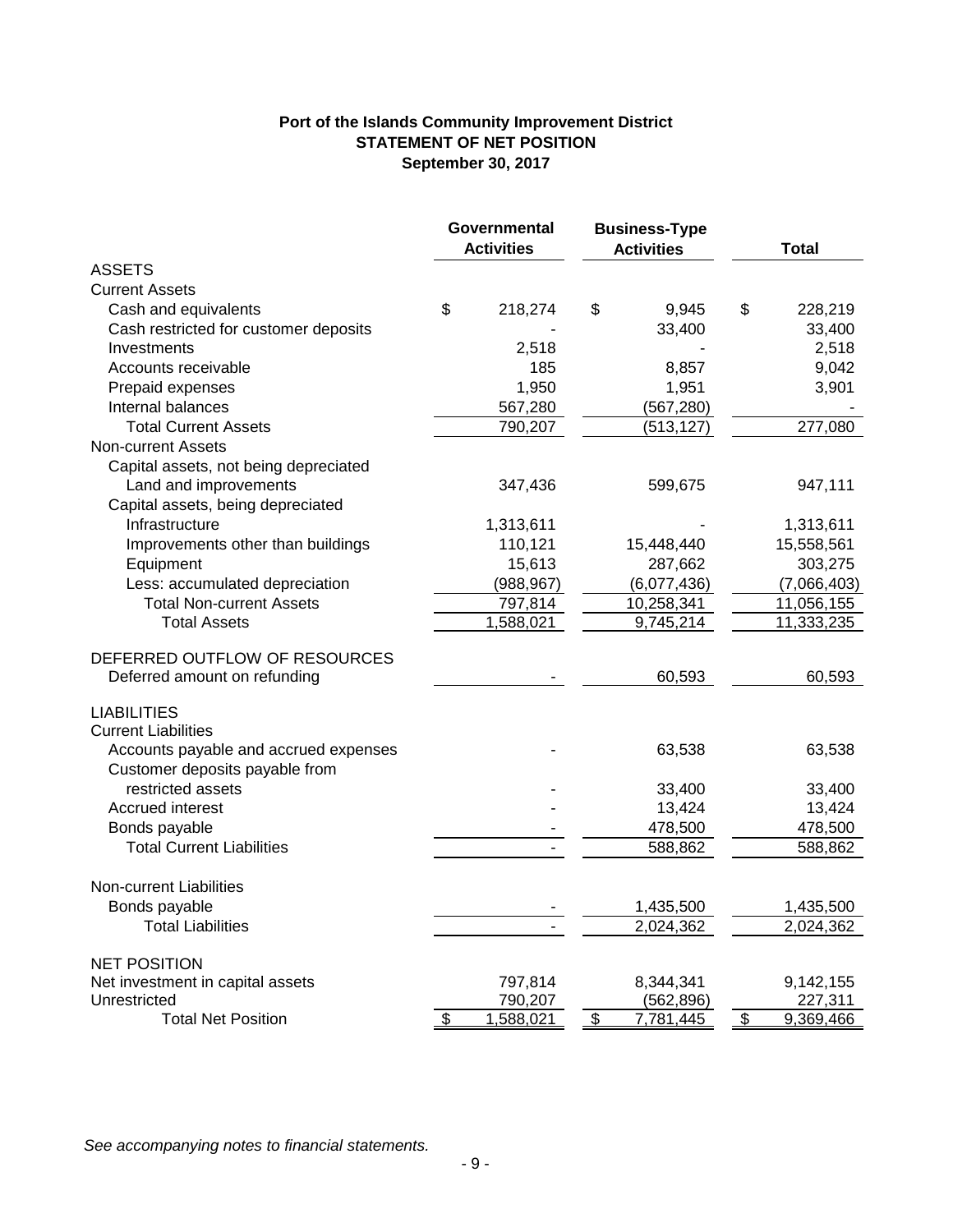**Port of the Islands Community Improvement District**
**STATEMENT OF NET POSITION**
**September 30, 2017**

| | Governmental Activities | Business-Type Activities | Total |
|---|---|---|---|
| ASSETS | | | |
| Current Assets | | | |
| Cash and equivalents | $ 218,274 | $ 9,945 | $ 228,219 |
| Cash restricted for customer deposits | - | 33,400 | 33,400 |
| Investments | 2,518 | - | 2,518 |
| Accounts receivable | 185 | 8,857 | 9,042 |
| Prepaid expenses | 1,950 | 1,951 | 3,901 |
| Internal balances | 567,280 | (567,280) | - |
| Total Current Assets | 790,207 | (513,127) | 277,080 |
| Non-current Assets | | | |
| Capital assets, not being depreciated | | | |
| Land and improvements | 347,436 | 599,675 | 947,111 |
| Capital assets, being depreciated | | | |
| Infrastructure | 1,313,611 | - | 1,313,611 |
| Improvements other than buildings | 110,121 | 15,448,440 | 15,558,561 |
| Equipment | 15,613 | 287,662 | 303,275 |
| Less: accumulated depreciation | (988,967) | (6,077,436) | (7,066,403) |
| Total Non-current Assets | 797,814 | 10,258,341 | 11,056,155 |
| Total Assets | 1,588,021 | 9,745,214 | 11,333,235 |
| DEFERRED OUTFLOW OF RESOURCES | | | |
| Deferred amount on refunding | - | 60,593 | 60,593 |
| LIABILITIES | | | |
| Current Liabilities | | | |
| Accounts payable and accrued expenses | - | 63,538 | 63,538 |
| Customer deposits payable from restricted assets | - | 33,400 | 33,400 |
| Accrued interest | - | 13,424 | 13,424 |
| Bonds payable | - | 478,500 | 478,500 |
| Total Current Liabilities | - | 588,862 | 588,862 |
| Non-current Liabilities | | | |
| Bonds payable | - | 1,435,500 | 1,435,500 |
| Total Liabilities | - | 2,024,362 | 2,024,362 |
| NET POSITION | | | |
| Net investment in capital assets | 797,814 | 8,344,341 | 9,142,155 |
| Unrestricted | 790,207 | (562,896) | 227,311 |
| Total Net Position | $ 1,588,021 | $ 7,781,445 | $ 9,369,466 |

*See accompanying notes to financial statements.*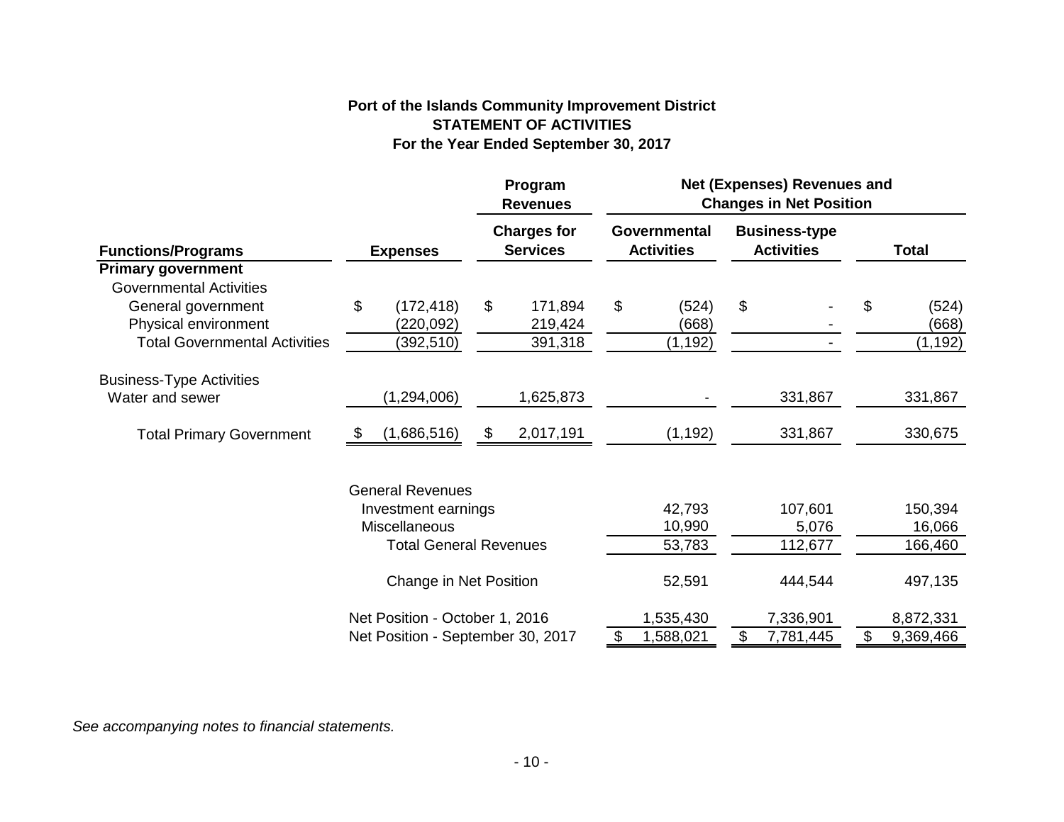**Port of the Islands Community Improvement District**
**STATEMENT OF ACTIVITIES**
**For the Year Ended September 30, 2017**

| | | Program Revenues | Net (Expenses) Revenues and Changes in Net Position | | |
|---|---|---|---|---|---|
| **Functions/Programs** | **Expenses** | **Charges for Services** | **Governmental Activities** | **Business-type Activities** | **Total** |
| **Primary government** | | | | | |
| Governmental Activities | | | | | |
| General government | $ (172,418) | $ 171,894 | $ (524) | $ - | $ (524) |
| Physical environment | (220,092) | 219,424 | (668) | - | (668) |
| Total Governmental Activities | (392,510) | 391,318 | (1,192) | - | (1,192) |
| Business-Type Activities | | | | | |
| Water and sewer | (1,294,006) | 1,625,873 | - | 331,867 | 331,867 |
| Total Primary Government | $ (1,686,516) | $ 2,017,191 | (1,192) | 331,867 | 330,675 |
| | General Revenues | | | | |
| | Investment earnings | | 42,793 | 107,601 | 150,394 |
| | Miscellaneous | | 10,990 | 5,076 | 16,066 |
| | Total General Revenues | | 53,783 | 112,677 | 166,460 |
| | Change in Net Position | | 52,591 | 444,544 | 497,135 |
| | Net Position - October 1, 2016 | | 1,535,430 | 7,336,901 | 8,872,331 |
| | Net Position - September 30, 2017 | | $ 1,588,021 | $ 7,781,445 | $ 9,369,466 |

*See accompanying notes to financial statements.*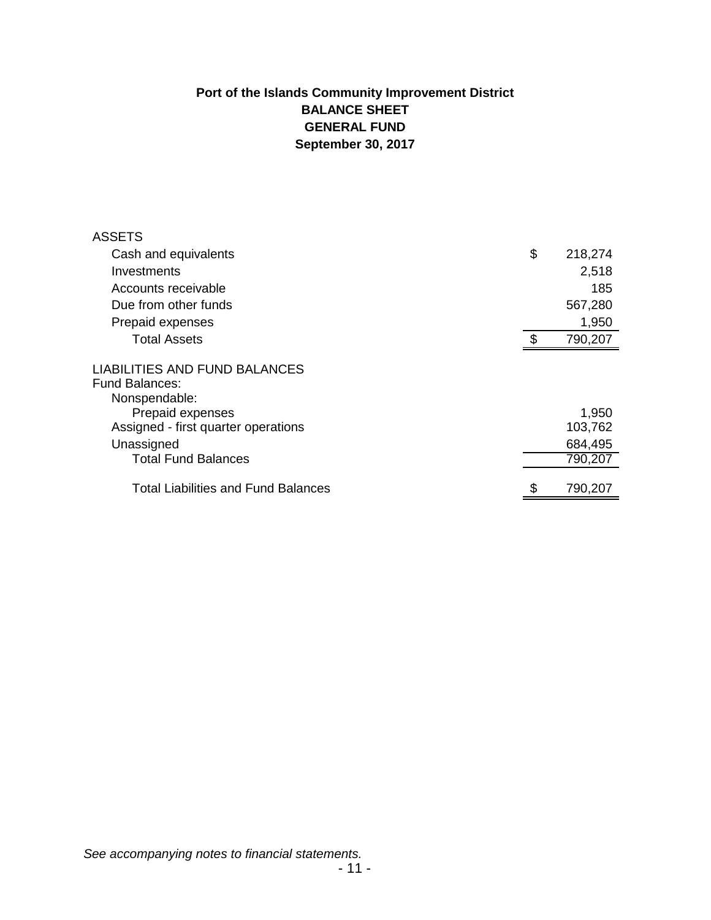**Port of the Islands Community Improvement District**
**BALANCE SHEET**
**GENERAL FUND**
**September 30, 2017**

| | | |
|---|---|---|
| ASSETS | | |
| Cash and equivalents | $ | 218,274 |
| Investments | | 2,518 |
| Accounts receivable | | 185 |
| Due from other funds | | 567,280 |
| Prepaid expenses | | 1,950 |
| Total Assets | $ | 790,207 |
| LIABILITIES AND FUND BALANCES | | |
| Fund Balances: | | |
| Nonspendable: | | |
| Prepaid expenses | | 1,950 |
| Assigned - first quarter operations | | 103,762 |
| Unassigned | | 684,495 |
| Total Fund Balances | | 790,207 |
| Total Liabilities and Fund Balances | $ | 790,207 |

*See accompanying notes to financial statements.*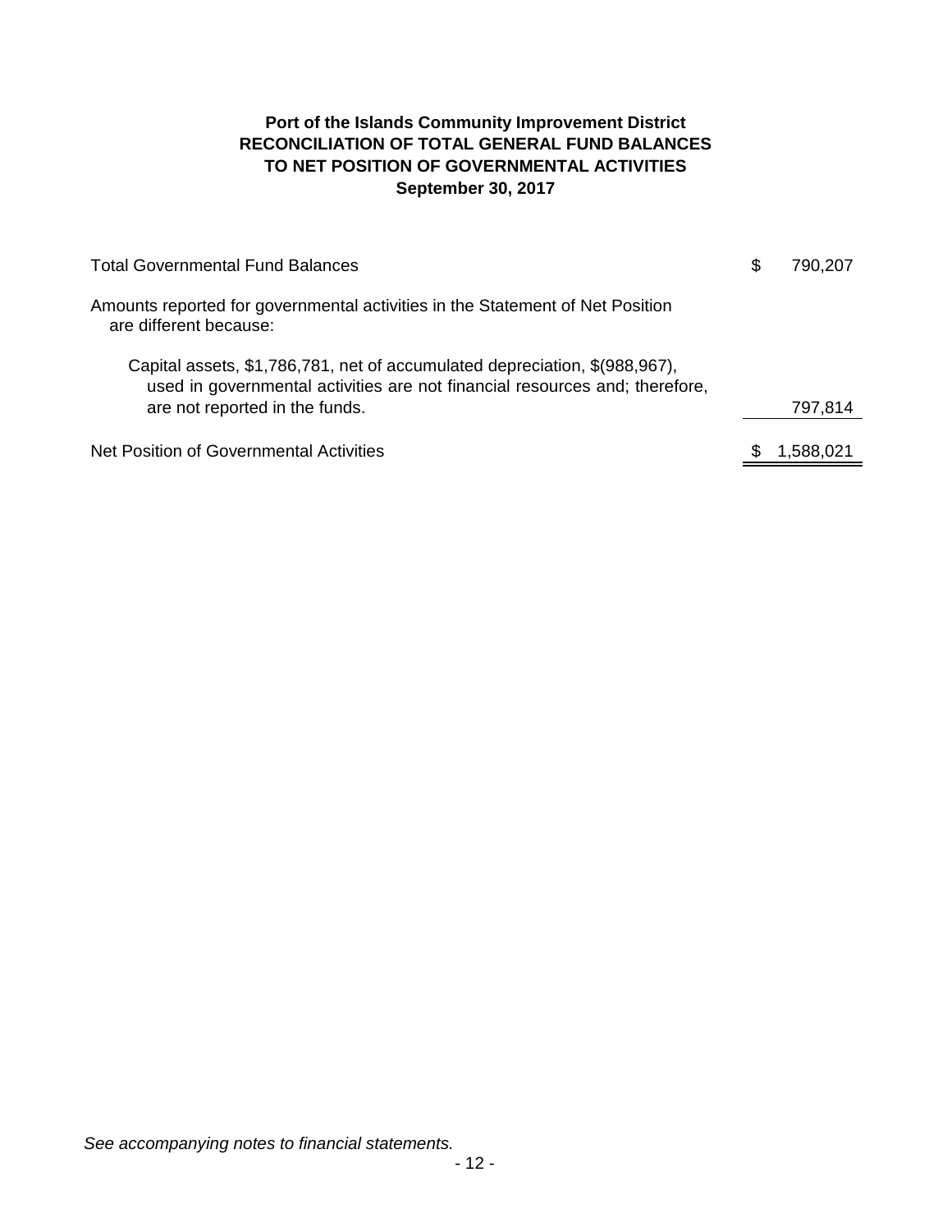**Port of the Islands Community Improvement District**
**RECONCILIATION OF TOTAL GENERAL FUND BALANCES**
**TO NET POSITION OF GOVERNMENTAL ACTIVITIES**
**September 30, 2017**

| | |
|---|---|
| Total Governmental Fund Balances | $ 790,207 |
| Amounts reported for governmental activities in the Statement of Net Position are different because: | |
| Capital assets, $1,786,781, net of accumulated depreciation, $(988,967), used in governmental activities are not financial resources and; therefore, are not reported in the funds. | 797,814 |
| Net Position of Governmental Activities | $ 1,588,021 |

*See accompanying notes to financial statements.*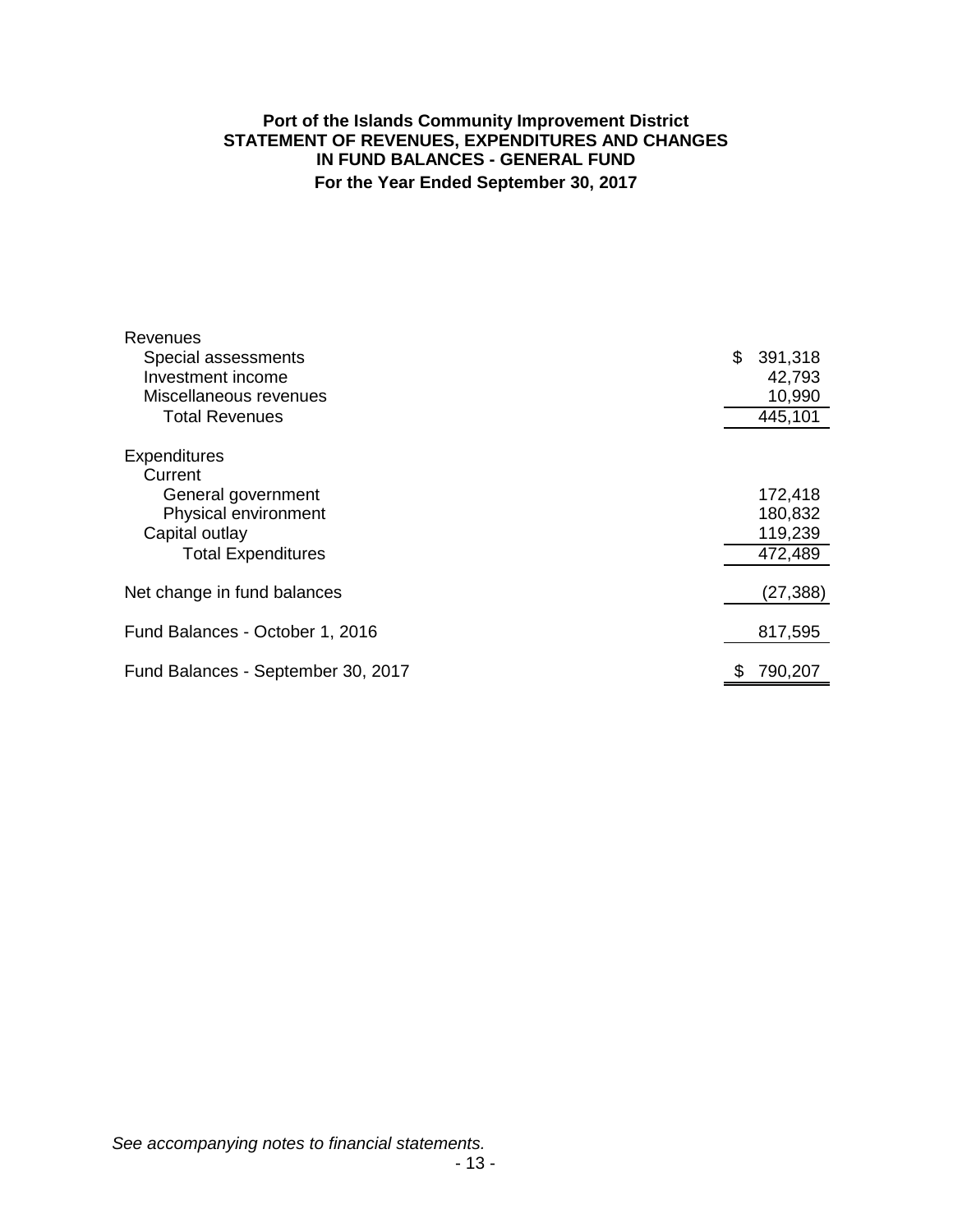**Port of the Islands Community Improvement District**
**STATEMENT OF REVENUES, EXPENDITURES AND CHANGES IN FUND BALANCES - GENERAL FUND**
**For the Year Ended September 30, 2017**

| | |
|---|---|
| Revenues | |
| Special assessments | $ 391,318 |
| Investment income | 42,793 |
| Miscellaneous revenues | 10,990 |
| Total Revenues | 445,101 |
| Expenditures | |
| Current | |
| General government | 172,418 |
| Physical environment | 180,832 |
| Capital outlay | 119,239 |
| Total Expenditures | 472,489 |
| Net change in fund balances | (27,388) |
| Fund Balances - October 1, 2016 | 817,595 |
| Fund Balances - September 30, 2017 | $ 790,207 |

*See accompanying notes to financial statements.*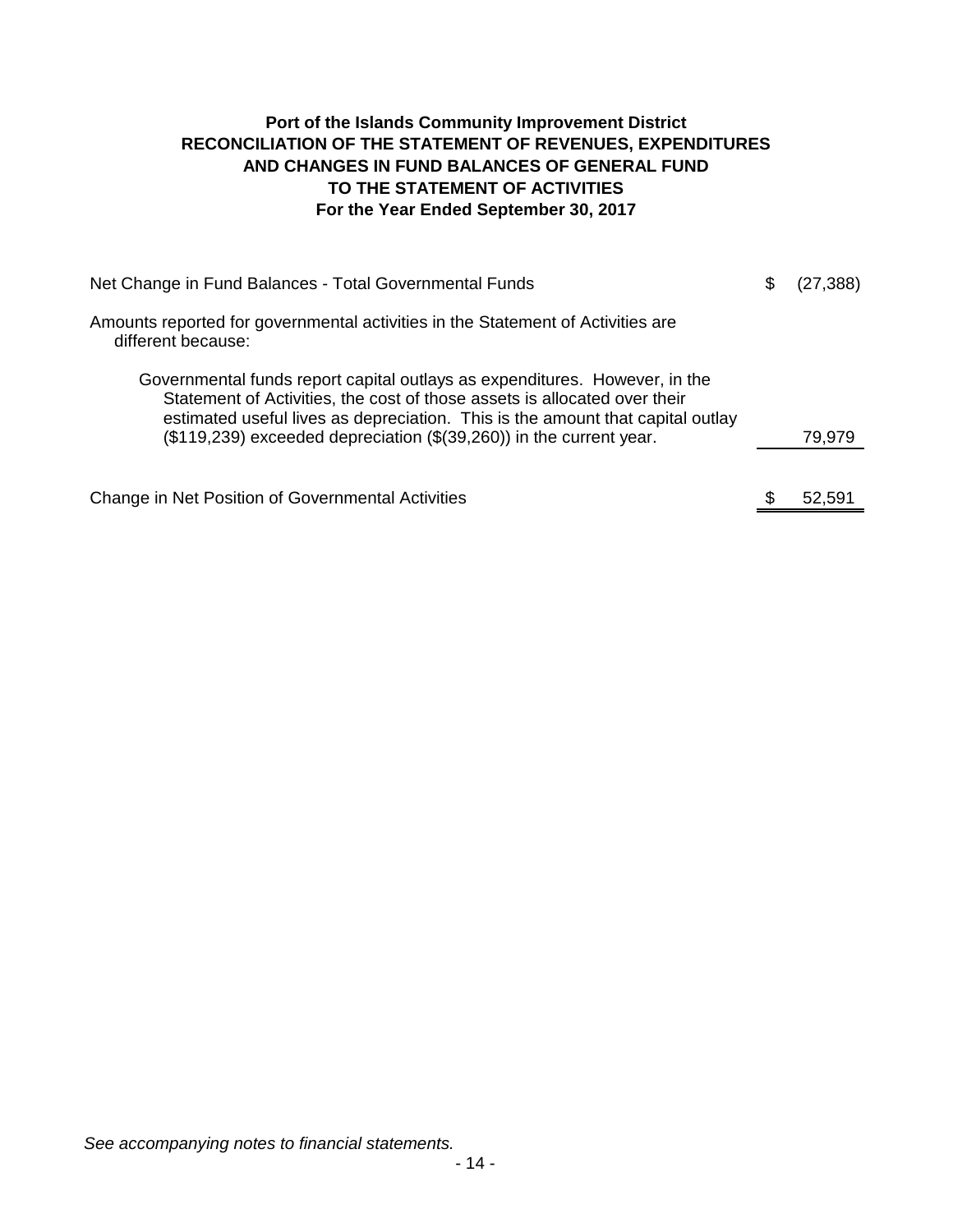**Port of the Islands Community Improvement District**
**RECONCILIATION OF THE STATEMENT OF REVENUES, EXPENDITURES AND CHANGES IN FUND BALANCES OF GENERAL FUND TO THE STATEMENT OF ACTIVITIES**
**For the Year Ended September 30, 2017**

| | | |
|---|---|---|
| Net Change in Fund Balances - Total Governmental Funds | $ | (27,388) |
| Amounts reported for governmental activities in the Statement of Activities are different because: | | |
| Governmental funds report capital outlays as expenditures. However, in the Statement of Activities, the cost of those assets is allocated over their estimated useful lives as depreciation. This is the amount that capital outlay ($119,239) exceeded depreciation ($(39,260)) in the current year. | | 79,979 |
| Change in Net Position of Governmental Activities | $ | 52,591 |

*See accompanying notes to financial statements.*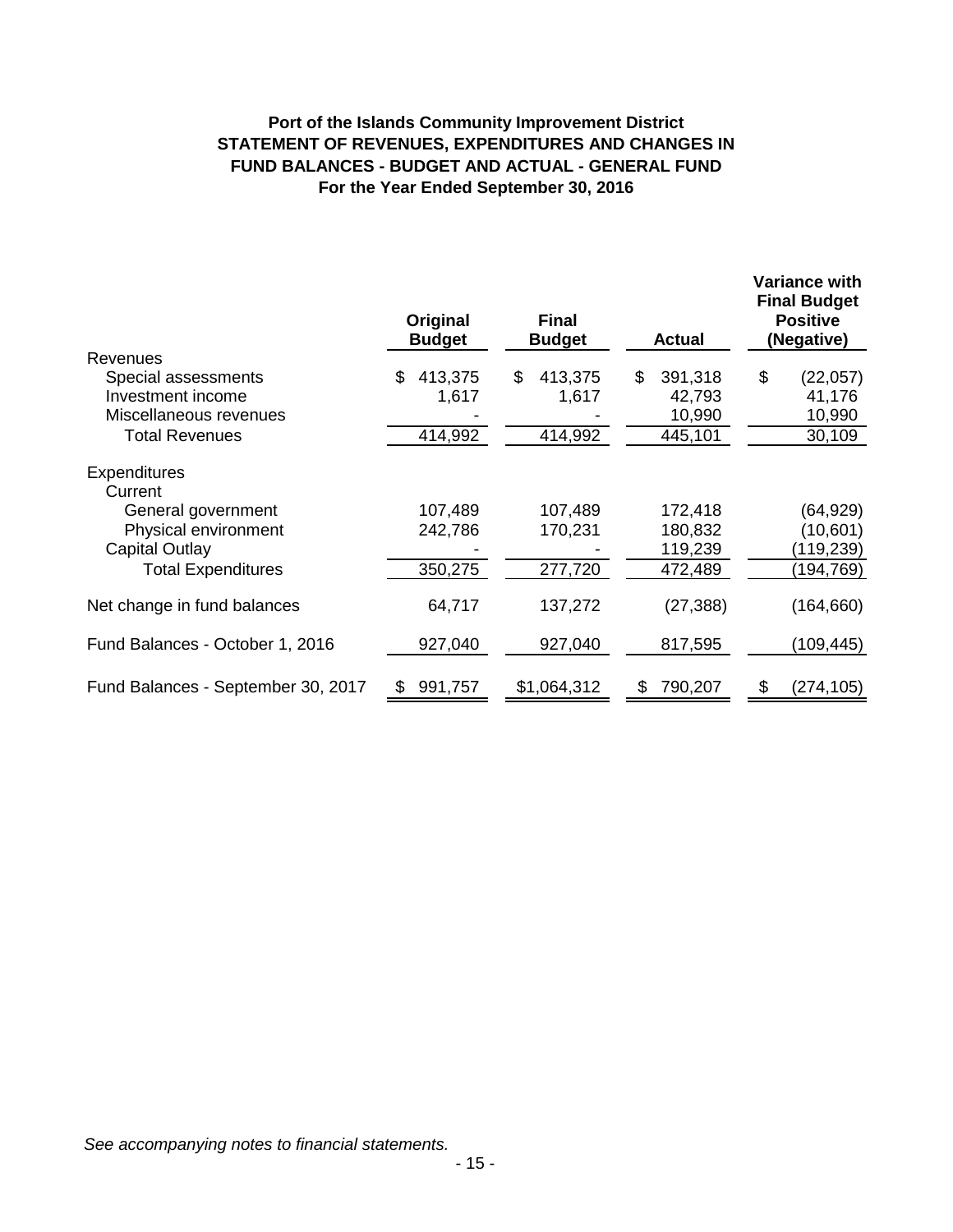**Port of the Islands Community Improvement District**
**STATEMENT OF REVENUES, EXPENDITURES AND CHANGES IN FUND BALANCES - BUDGET AND ACTUAL - GENERAL FUND**
**For the Year Ended September 30, 2016**

| | Original Budget | Final Budget | Actual | Variance with Final Budget Positive (Negative) |
|---|---|---|---|---|
| Revenues | | | | |
| Special assessments | $ 413,375 | $ 413,375 | $ 391,318 | $ (22,057) |
| Investment income | 1,617 | 1,617 | 42,793 | 41,176 |
| Miscellaneous revenues | - | - | 10,990 | 10,990 |
| Total Revenues | 414,992 | 414,992 | 445,101 | 30,109 |
| Expenditures | | | | |
| Current | | | | |
| General government | 107,489 | 107,489 | 172,418 | (64,929) |
| Physical environment | 242,786 | 170,231 | 180,832 | (10,601) |
| Capital Outlay | - | - | 119,239 | (119,239) |
| Total Expenditures | 350,275 | 277,720 | 472,489 | (194,769) |
| Net change in fund balances | 64,717 | 137,272 | (27,388) | (164,660) |
| Fund Balances - October 1, 2016 | 927,040 | 927,040 | 817,595 | (109,445) |
| Fund Balances - September 30, 2017 | $ 991,757 | $1,064,312 | $ 790,207 | $ (274,105) |

*See accompanying notes to financial statements.*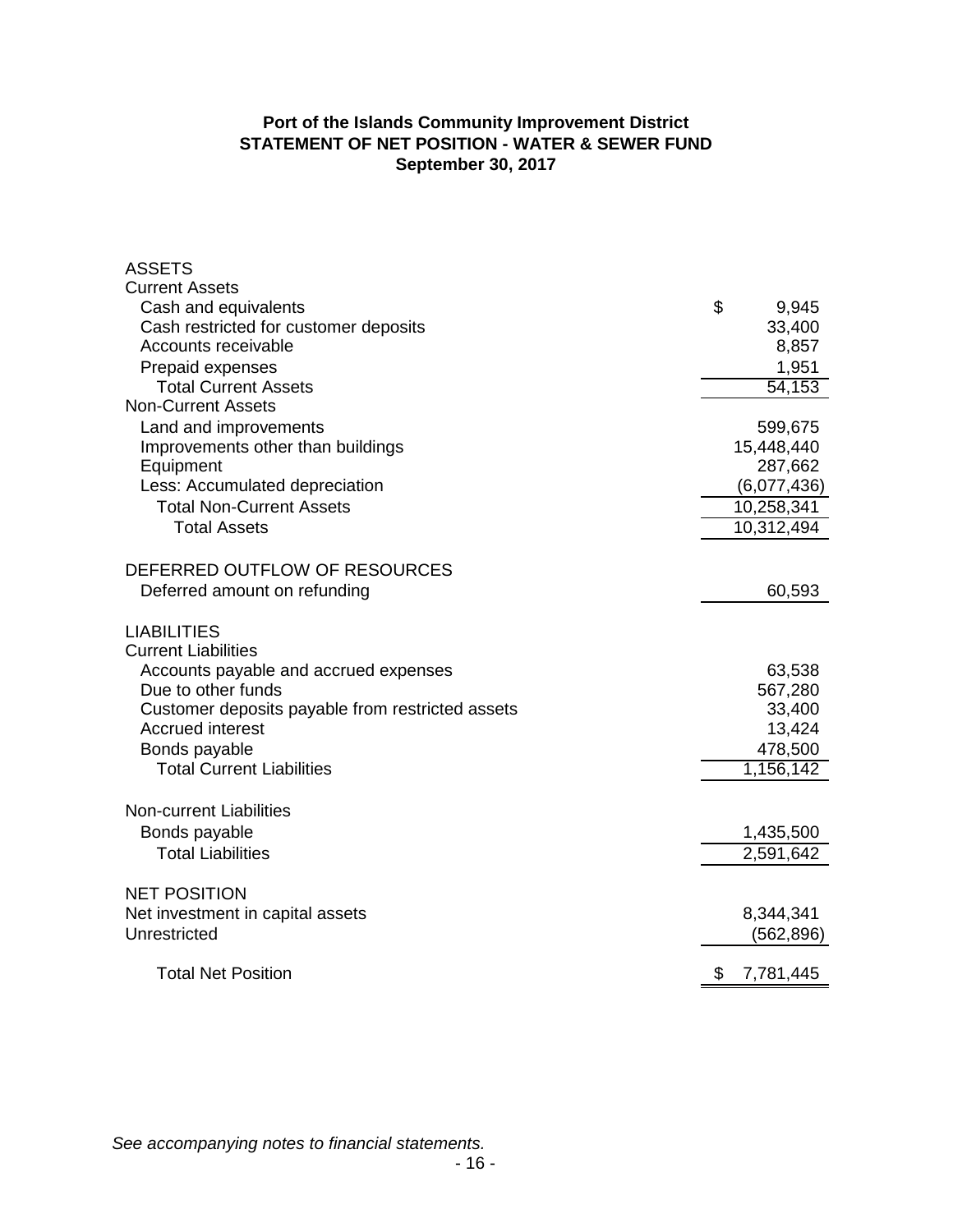**Port of the Islands Community Improvement District**
**STATEMENT OF NET POSITION - WATER & SEWER FUND**
**September 30, 2017**

| | |
|---|---|
| ASSETS | |
| Current Assets | |
| Cash and equivalents | $ 9,945 |
| Cash restricted for customer deposits | 33,400 |
| Accounts receivable | 8,857 |
| Prepaid expenses | 1,951 |
| Total Current Assets | 54,153 |
| Non-Current Assets | |
| Land and improvements | 599,675 |
| Improvements other than buildings | 15,448,440 |
| Equipment | 287,662 |
| Less: Accumulated depreciation | (6,077,436) |
| Total Non-Current Assets | 10,258,341 |
| Total Assets | 10,312,494 |
| | |
| DEFERRED OUTFLOW OF RESOURCES | |
| Deferred amount on refunding | 60,593 |
| | |
| LIABILITIES | |
| Current Liabilities | |
| Accounts payable and accrued expenses | 63,538 |
| Due to other funds | 567,280 |
| Customer deposits payable from restricted assets | 33,400 |
| Accrued interest | 13,424 |
| Bonds payable | 478,500 |
| Total Current Liabilities | 1,156,142 |
| | |
| Non-current Liabilities | |
| Bonds payable | 1,435,500 |
| Total Liabilities | 2,591,642 |
| | |
| NET POSITION | |
| Net investment in capital assets | 8,344,341 |
| Unrestricted | (562,896) |
| | |
| Total Net Position | $ 7,781,445 |

*See accompanying notes to financial statements.*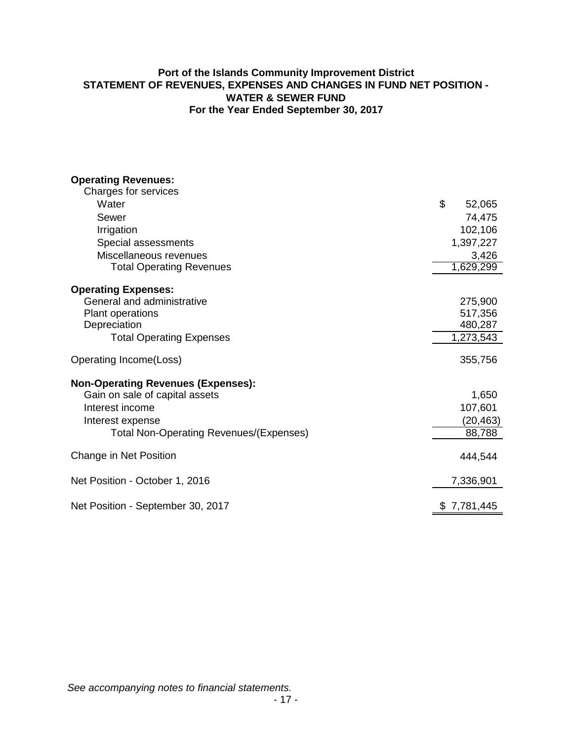# Port of the Islands Community Improvement District
## STATEMENT OF REVENUES, EXPENSES AND CHANGES IN FUND NET POSITION - WATER & SEWER FUND
### For the Year Ended September 30, 2017

| | |
|---|---|
| **Operating Revenues:** | |
| Charges for services | |
| Water | $ 52,065 |
| Sewer | 74,475 |
| Irrigation | 102,106 |
| Special assessments | 1,397,227 |
| Miscellaneous revenues | 3,426 |
| Total Operating Revenues | 1,629,299 |
| **Operating Expenses:** | |
| General and administrative | 275,900 |
| Plant operations | 517,356 |
| Depreciation | 480,287 |
| Total Operating Expenses | 1,273,543 |
| Operating Income(Loss) | 355,756 |
| **Non-Operating Revenues (Expenses):** | |
| Gain on sale of capital assets | 1,650 |
| Interest income | 107,601 |
| Interest expense | (20,463) |
| Total Non-Operating Revenues/(Expenses) | 88,788 |
| Change in Net Position | 444,544 |
| Net Position - October 1, 2016 | 7,336,901 |
| Net Position - September 30, 2017 | $ 7,781,445 |

*See accompanying notes to financial statements.*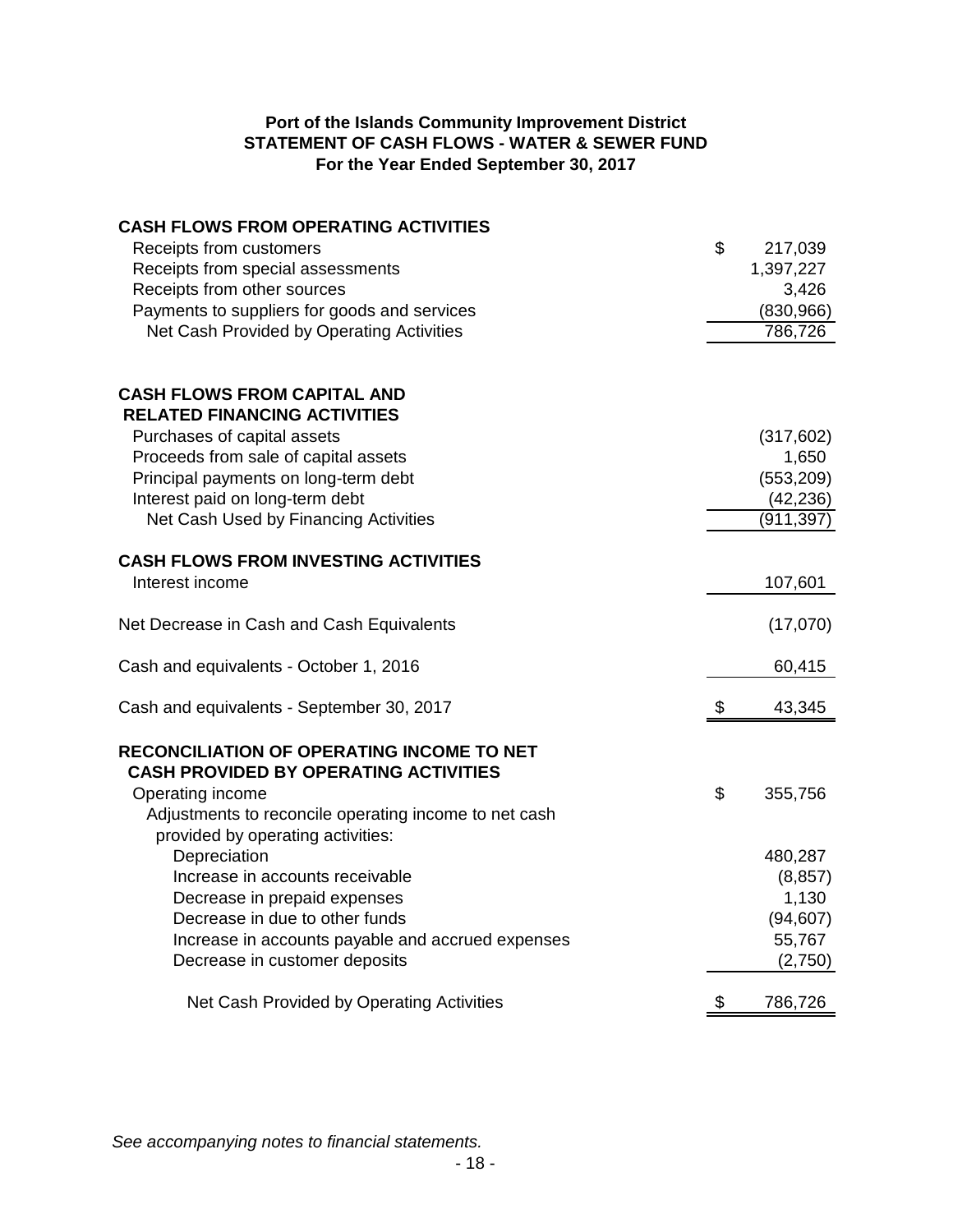**Port of the Islands Community Improvement District**
**STATEMENT OF CASH FLOWS - WATER & SEWER FUND**
**For the Year Ended September 30, 2017**

| | |
|---|---:|
| **CASH FLOWS FROM OPERATING ACTIVITIES** | |
| Receipts from customers | $ 217,039 |
| Receipts from special assessments | 1,397,227 |
| Receipts from other sources | 3,426 |
| Payments to suppliers for goods and services | (830,966) |
| Net Cash Provided by Operating Activities | 786,726 |
| | |
| **CASH FLOWS FROM CAPITAL AND RELATED FINANCING ACTIVITIES** | |
| Purchases of capital assets | (317,602) |
| Proceeds from sale of capital assets | 1,650 |
| Principal payments on long-term debt | (553,209) |
| Interest paid on long-term debt | (42,236) |
| Net Cash Used by Financing Activities | (911,397) |
| | |
| **CASH FLOWS FROM INVESTING ACTIVITIES** | |
| Interest income | 107,601 |
| | |
| Net Decrease in Cash and Cash Equivalents | (17,070) |
| | |
| Cash and equivalents - October 1, 2016 | 60,415 |
| | |
| Cash and equivalents - September 30, 2017 | $ 43,345 |
| | |
| **RECONCILIATION OF OPERATING INCOME TO NET CASH PROVIDED BY OPERATING ACTIVITIES** | |
| Operating income | $ 355,756 |
| Adjustments to reconcile operating income to net cash provided by operating activities: | |
| Depreciation | 480,287 |
| Increase in accounts receivable | (8,857) |
| Decrease in prepaid expenses | 1,130 |
| Decrease in due to other funds | (94,607) |
| Increase in accounts payable and accrued expenses | 55,767 |
| Decrease in customer deposits | (2,750) |
| | |
| Net Cash Provided by Operating Activities | $ 786,726 |

*See accompanying notes to financial statements.*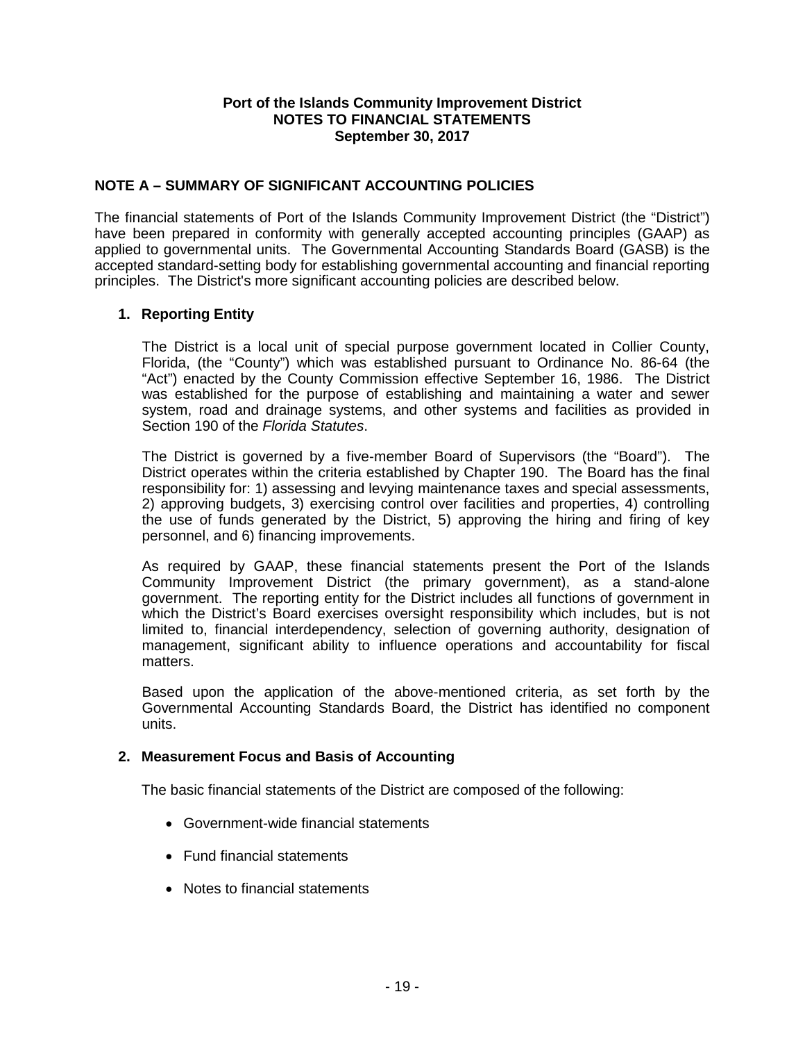**Port of the Islands Community Improvement District**
**NOTES TO FINANCIAL STATEMENTS**
**September 30, 2017**

## NOTE A – SUMMARY OF SIGNIFICANT ACCOUNTING POLICIES

The financial statements of Port of the Islands Community Improvement District (the "District") have been prepared in conformity with generally accepted accounting principles (GAAP) as applied to governmental units. The Governmental Accounting Standards Board (GASB) is the accepted standard-setting body for establishing governmental accounting and financial reporting principles. The District's more significant accounting policies are described below.

### 1. Reporting Entity

The District is a local unit of special purpose government located in Collier County, Florida, (the "County") which was established pursuant to Ordinance No. 86-64 (the "Act") enacted by the County Commission effective September 16, 1986. The District was established for the purpose of establishing and maintaining a water and sewer system, road and drainage systems, and other systems and facilities as provided in Section 190 of the *Florida Statutes*.

The District is governed by a five-member Board of Supervisors (the "Board"). The District operates within the criteria established by Chapter 190. The Board has the final responsibility for: 1) assessing and levying maintenance taxes and special assessments, 2) approving budgets, 3) exercising control over facilities and properties, 4) controlling the use of funds generated by the District, 5) approving the hiring and firing of key personnel, and 6) financing improvements.

As required by GAAP, these financial statements present the Port of the Islands Community Improvement District (the primary government), as a stand-alone government. The reporting entity for the District includes all functions of government in which the District's Board exercises oversight responsibility which includes, but is not limited to, financial interdependency, selection of governing authority, designation of management, significant ability to influence operations and accountability for fiscal matters.

Based upon the application of the above-mentioned criteria, as set forth by the Governmental Accounting Standards Board, the District has identified no component units.

### 2. Measurement Focus and Basis of Accounting

The basic financial statements of the District are composed of the following:

- Government-wide financial statements
- Fund financial statements
- Notes to financial statements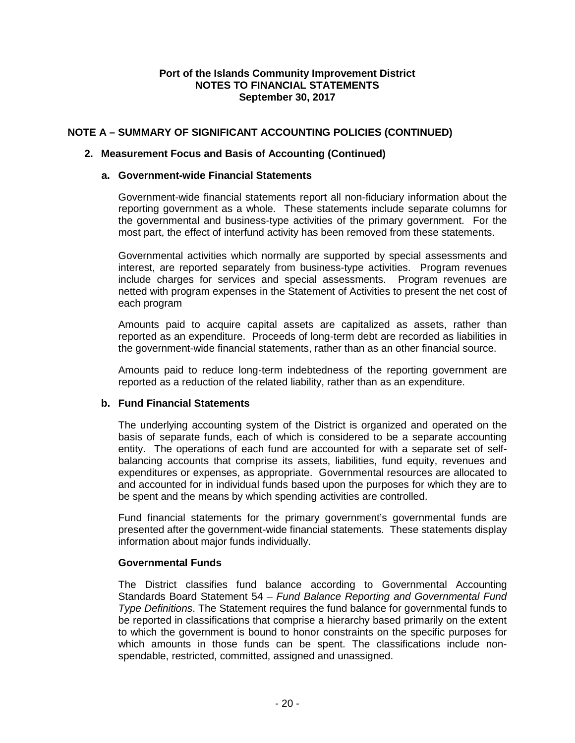## NOTE A – SUMMARY OF SIGNIFICANT ACCOUNTING POLICIES (CONTINUED)

### 2. Measurement Focus and Basis of Accounting (Continued)

#### a. Government-wide Financial Statements

Government-wide financial statements report all non-fiduciary information about the reporting government as a whole. These statements include separate columns for the governmental and business-type activities of the primary government. For the most part, the effect of interfund activity has been removed from these statements.

Governmental activities which normally are supported by special assessments and interest, are reported separately from business-type activities. Program revenues include charges for services and special assessments. Program revenues are netted with program expenses in the Statement of Activities to present the net cost of each program

Amounts paid to acquire capital assets are capitalized as assets, rather than reported as an expenditure. Proceeds of long-term debt are recorded as liabilities in the government-wide financial statements, rather than as an other financial source.

Amounts paid to reduce long-term indebtedness of the reporting government are reported as a reduction of the related liability, rather than as an expenditure.

#### b. Fund Financial Statements

The underlying accounting system of the District is organized and operated on the basis of separate funds, each of which is considered to be a separate accounting entity. The operations of each fund are accounted for with a separate set of self-balancing accounts that comprise its assets, liabilities, fund equity, revenues and expenditures or expenses, as appropriate. Governmental resources are allocated to and accounted for in individual funds based upon the purposes for which they are to be spent and the means by which spending activities are controlled.

Fund financial statements for the primary government's governmental funds are presented after the government-wide financial statements. These statements display information about major funds individually.

**Governmental Funds**

The District classifies fund balance according to Governmental Accounting Standards Board Statement 54 – *Fund Balance Reporting and Governmental Fund Type Definitions*. The Statement requires the fund balance for governmental funds to be reported in classifications that comprise a hierarchy based primarily on the extent to which the government is bound to honor constraints on the specific purposes for which amounts in those funds can be spent. The classifications include non-spendable, restricted, committed, assigned and unassigned.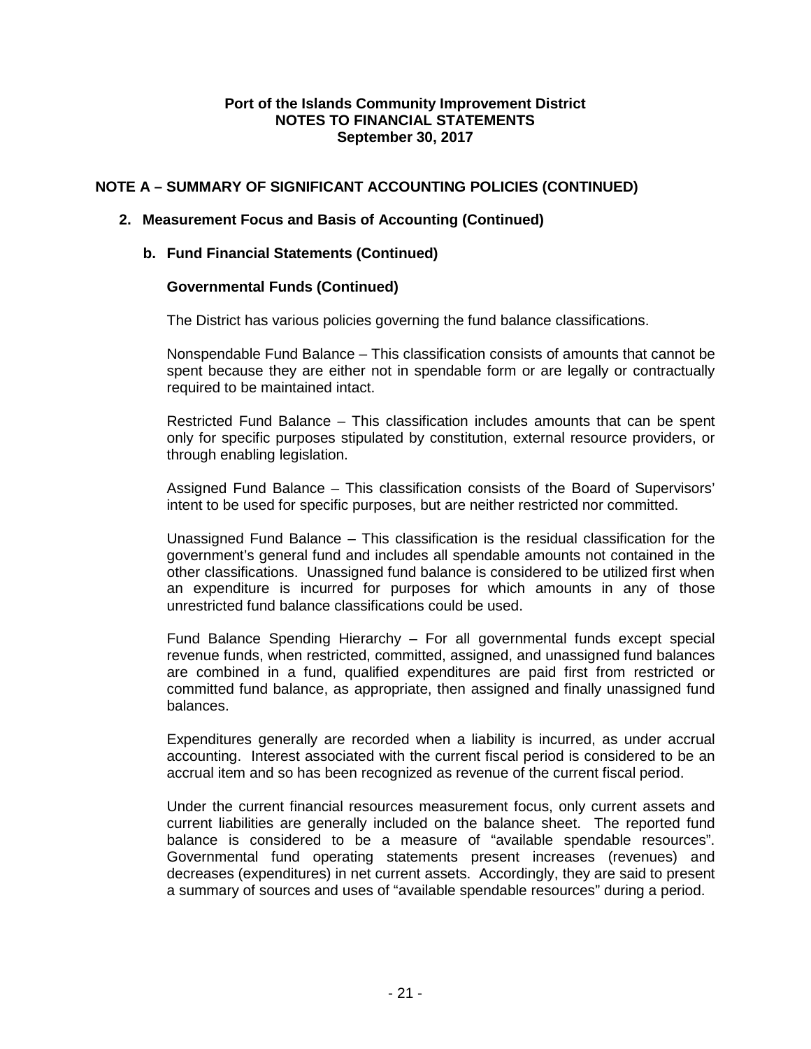**Port of the Islands Community Improvement District**
**NOTES TO FINANCIAL STATEMENTS**
**September 30, 2017**

## NOTE A – SUMMARY OF SIGNIFICANT ACCOUNTING POLICIES (CONTINUED)

### 2. Measurement Focus and Basis of Accounting (Continued)

#### b. Fund Financial Statements (Continued)

**Governmental Funds (Continued)**

The District has various policies governing the fund balance classifications.

Nonspendable Fund Balance – This classification consists of amounts that cannot be spent because they are either not in spendable form or are legally or contractually required to be maintained intact.

Restricted Fund Balance – This classification includes amounts that can be spent only for specific purposes stipulated by constitution, external resource providers, or through enabling legislation.

Assigned Fund Balance – This classification consists of the Board of Supervisors' intent to be used for specific purposes, but are neither restricted nor committed.

Unassigned Fund Balance – This classification is the residual classification for the government's general fund and includes all spendable amounts not contained in the other classifications. Unassigned fund balance is considered to be utilized first when an expenditure is incurred for purposes for which amounts in any of those unrestricted fund balance classifications could be used.

Fund Balance Spending Hierarchy – For all governmental funds except special revenue funds, when restricted, committed, assigned, and unassigned fund balances are combined in a fund, qualified expenditures are paid first from restricted or committed fund balance, as appropriate, then assigned and finally unassigned fund balances.

Expenditures generally are recorded when a liability is incurred, as under accrual accounting. Interest associated with the current fiscal period is considered to be an accrual item and so has been recognized as revenue of the current fiscal period.

Under the current financial resources measurement focus, only current assets and current liabilities are generally included on the balance sheet. The reported fund balance is considered to be a measure of "available spendable resources". Governmental fund operating statements present increases (revenues) and decreases (expenditures) in net current assets. Accordingly, they are said to present a summary of sources and uses of "available spendable resources" during a period.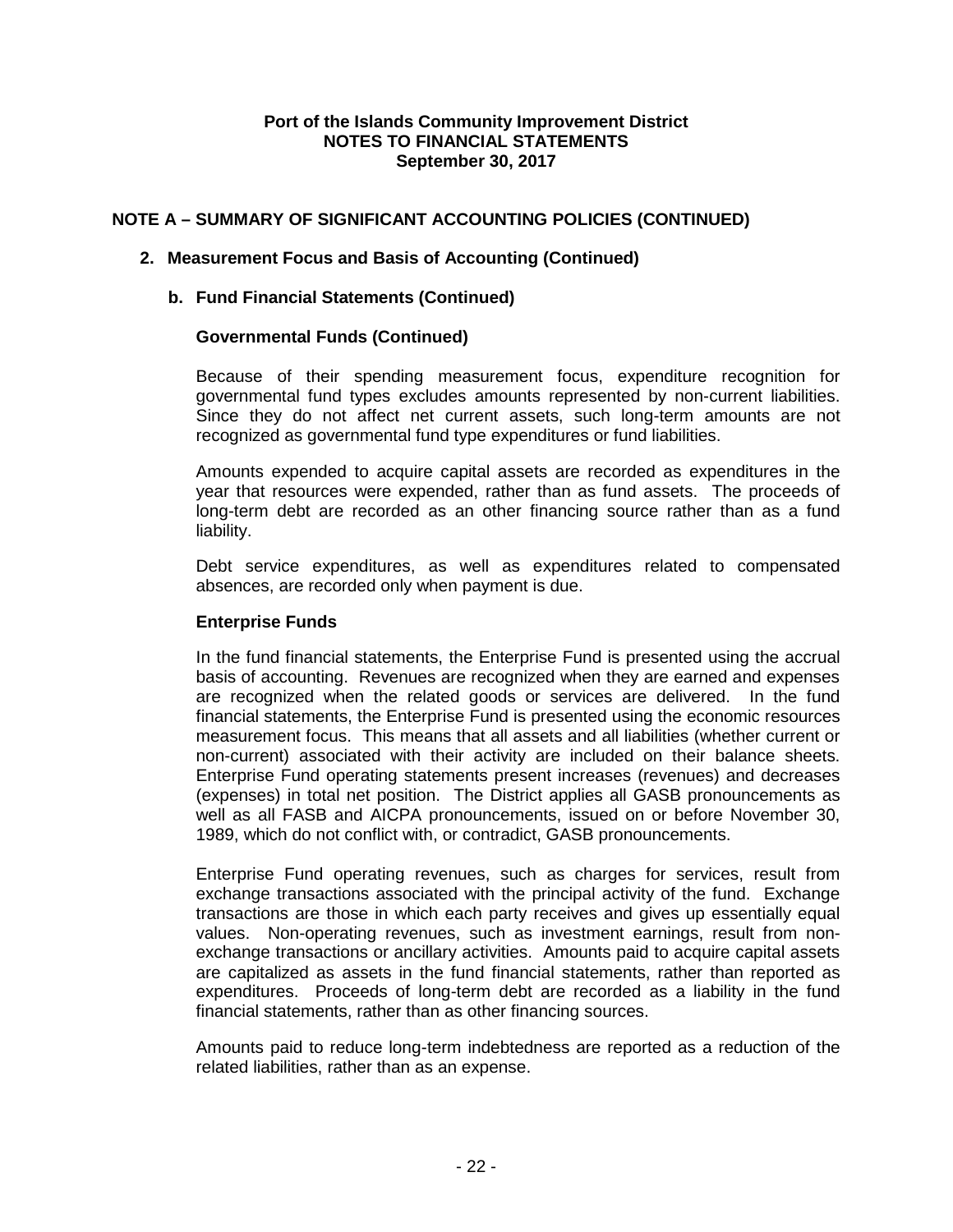**Port of the Islands Community Improvement District**
**NOTES TO FINANCIAL STATEMENTS**
**September 30, 2017**

## NOTE A – SUMMARY OF SIGNIFICANT ACCOUNTING POLICIES (CONTINUED)

### 2. Measurement Focus and Basis of Accounting (Continued)

#### b. Fund Financial Statements (Continued)

**Governmental Funds (Continued)**

Because of their spending measurement focus, expenditure recognition for governmental fund types excludes amounts represented by non-current liabilities. Since they do not affect net current assets, such long-term amounts are not recognized as governmental fund type expenditures or fund liabilities.

Amounts expended to acquire capital assets are recorded as expenditures in the year that resources were expended, rather than as fund assets. The proceeds of long-term debt are recorded as an other financing source rather than as a fund liability.

Debt service expenditures, as well as expenditures related to compensated absences, are recorded only when payment is due.

**Enterprise Funds**

In the fund financial statements, the Enterprise Fund is presented using the accrual basis of accounting. Revenues are recognized when they are earned and expenses are recognized when the related goods or services are delivered. In the fund financial statements, the Enterprise Fund is presented using the economic resources measurement focus. This means that all assets and all liabilities (whether current or non-current) associated with their activity are included on their balance sheets. Enterprise Fund operating statements present increases (revenues) and decreases (expenses) in total net position. The District applies all GASB pronouncements as well as all FASB and AICPA pronouncements, issued on or before November 30, 1989, which do not conflict with, or contradict, GASB pronouncements.

Enterprise Fund operating revenues, such as charges for services, result from exchange transactions associated with the principal activity of the fund. Exchange transactions are those in which each party receives and gives up essentially equal values. Non-operating revenues, such as investment earnings, result from non-exchange transactions or ancillary activities. Amounts paid to acquire capital assets are capitalized as assets in the fund financial statements, rather than reported as expenditures. Proceeds of long-term debt are recorded as a liability in the fund financial statements, rather than as other financing sources.

Amounts paid to reduce long-term indebtedness are reported as a reduction of the related liabilities, rather than as an expense.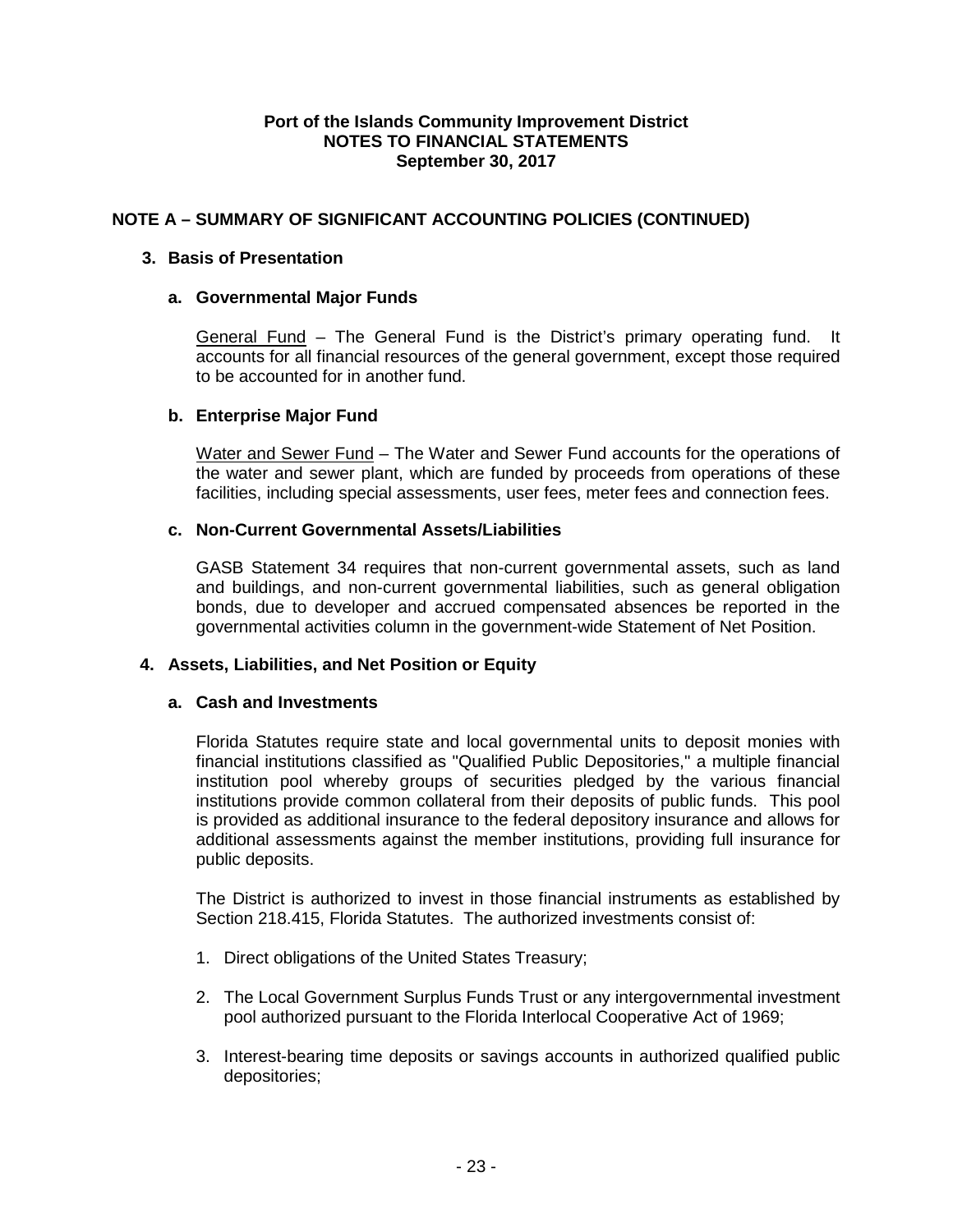**Port of the Islands Community Improvement District**
**NOTES TO FINANCIAL STATEMENTS**
**September 30, 2017**

## NOTE A – SUMMARY OF SIGNIFICANT ACCOUNTING POLICIES (CONTINUED)

### 3. Basis of Presentation

#### a. Governmental Major Funds

General Fund – The General Fund is the District's primary operating fund. It accounts for all financial resources of the general government, except those required to be accounted for in another fund.

#### b. Enterprise Major Fund

Water and Sewer Fund – The Water and Sewer Fund accounts for the operations of the water and sewer plant, which are funded by proceeds from operations of these facilities, including special assessments, user fees, meter fees and connection fees.

#### c. Non-Current Governmental Assets/Liabilities

GASB Statement 34 requires that non-current governmental assets, such as land and buildings, and non-current governmental liabilities, such as general obligation bonds, due to developer and accrued compensated absences be reported in the governmental activities column in the government-wide Statement of Net Position.

### 4. Assets, Liabilities, and Net Position or Equity

#### a. Cash and Investments

Florida Statutes require state and local governmental units to deposit monies with financial institutions classified as "Qualified Public Depositories," a multiple financial institution pool whereby groups of securities pledged by the various financial institutions provide common collateral from their deposits of public funds. This pool is provided as additional insurance to the federal depository insurance and allows for additional assessments against the member institutions, providing full insurance for public deposits.

The District is authorized to invest in those financial instruments as established by Section 218.415, Florida Statutes. The authorized investments consist of:

1. Direct obligations of the United States Treasury;
2. The Local Government Surplus Funds Trust or any intergovernmental investment pool authorized pursuant to the Florida Interlocal Cooperative Act of 1969;
3. Interest-bearing time deposits or savings accounts in authorized qualified public depositories;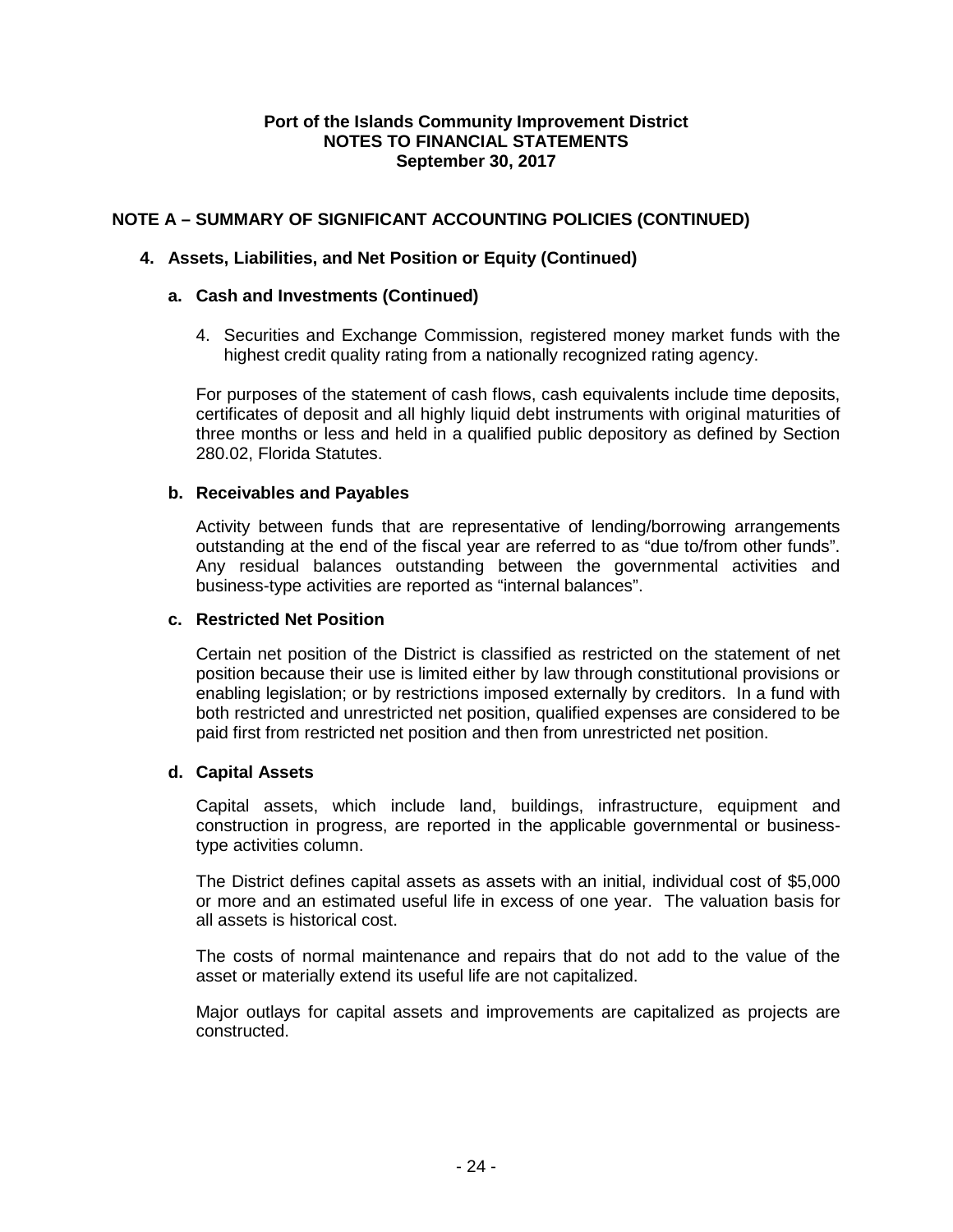**Port of the Islands Community Improvement District**
**NOTES TO FINANCIAL STATEMENTS**
**September 30, 2017**

## NOTE A – SUMMARY OF SIGNIFICANT ACCOUNTING POLICIES (CONTINUED)

### 4. Assets, Liabilities, and Net Position or Equity (Continued)

#### a. Cash and Investments (Continued)

4. Securities and Exchange Commission, registered money market funds with the highest credit quality rating from a nationally recognized rating agency.

For purposes of the statement of cash flows, cash equivalents include time deposits, certificates of deposit and all highly liquid debt instruments with original maturities of three months or less and held in a qualified public depository as defined by Section 280.02, Florida Statutes.

#### b. Receivables and Payables

Activity between funds that are representative of lending/borrowing arrangements outstanding at the end of the fiscal year are referred to as "due to/from other funds". Any residual balances outstanding between the governmental activities and business-type activities are reported as "internal balances".

#### c. Restricted Net Position

Certain net position of the District is classified as restricted on the statement of net position because their use is limited either by law through constitutional provisions or enabling legislation; or by restrictions imposed externally by creditors. In a fund with both restricted and unrestricted net position, qualified expenses are considered to be paid first from restricted net position and then from unrestricted net position.

#### d. Capital Assets

Capital assets, which include land, buildings, infrastructure, equipment and construction in progress, are reported in the applicable governmental or business-type activities column.

The District defines capital assets as assets with an initial, individual cost of $5,000 or more and an estimated useful life in excess of one year. The valuation basis for all assets is historical cost.

The costs of normal maintenance and repairs that do not add to the value of the asset or materially extend its useful life are not capitalized.

Major outlays for capital assets and improvements are capitalized as projects are constructed.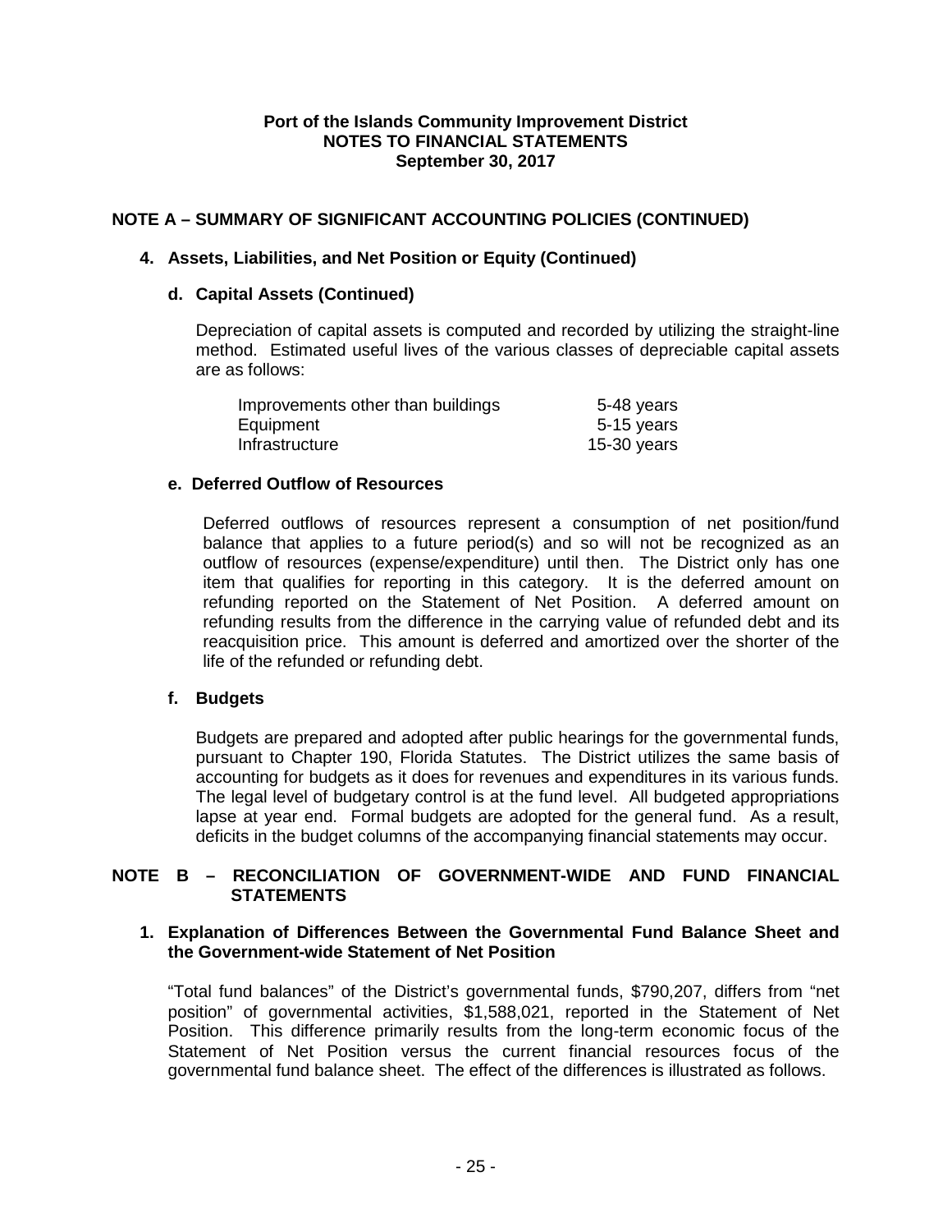**Port of the Islands Community Improvement District**
**NOTES TO FINANCIAL STATEMENTS**
**September 30, 2017**

## NOTE A – SUMMARY OF SIGNIFICANT ACCOUNTING POLICIES (CONTINUED)

### 4. Assets, Liabilities, and Net Position or Equity (Continued)

#### d. Capital Assets (Continued)

Depreciation of capital assets is computed and recorded by utilizing the straight-line method. Estimated useful lives of the various classes of depreciable capital assets are as follows:

| | |
|---|---|
| Improvements other than buildings | 5-48 years |
| Equipment | 5-15 years |
| Infrastructure | 15-30 years |

#### e. Deferred Outflow of Resources

Deferred outflows of resources represent a consumption of net position/fund balance that applies to a future period(s) and so will not be recognized as an outflow of resources (expense/expenditure) until then. The District only has one item that qualifies for reporting in this category. It is the deferred amount on refunding reported on the Statement of Net Position. A deferred amount on refunding results from the difference in the carrying value of refunded debt and its reacquisition price. This amount is deferred and amortized over the shorter of the life of the refunded or refunding debt.

#### f. Budgets

Budgets are prepared and adopted after public hearings for the governmental funds, pursuant to Chapter 190, Florida Statutes. The District utilizes the same basis of accounting for budgets as it does for revenues and expenditures in its various funds. The legal level of budgetary control is at the fund level. All budgeted appropriations lapse at year end. Formal budgets are adopted for the general fund. As a result, deficits in the budget columns of the accompanying financial statements may occur.

## NOTE B – RECONCILIATION OF GOVERNMENT-WIDE AND FUND FINANCIAL STATEMENTS

### 1. Explanation of Differences Between the Governmental Fund Balance Sheet and the Government-wide Statement of Net Position

"Total fund balances" of the District's governmental funds, $790,207, differs from "net position" of governmental activities, $1,588,021, reported in the Statement of Net Position. This difference primarily results from the long-term economic focus of the Statement of Net Position versus the current financial resources focus of the governmental fund balance sheet. The effect of the differences is illustrated as follows.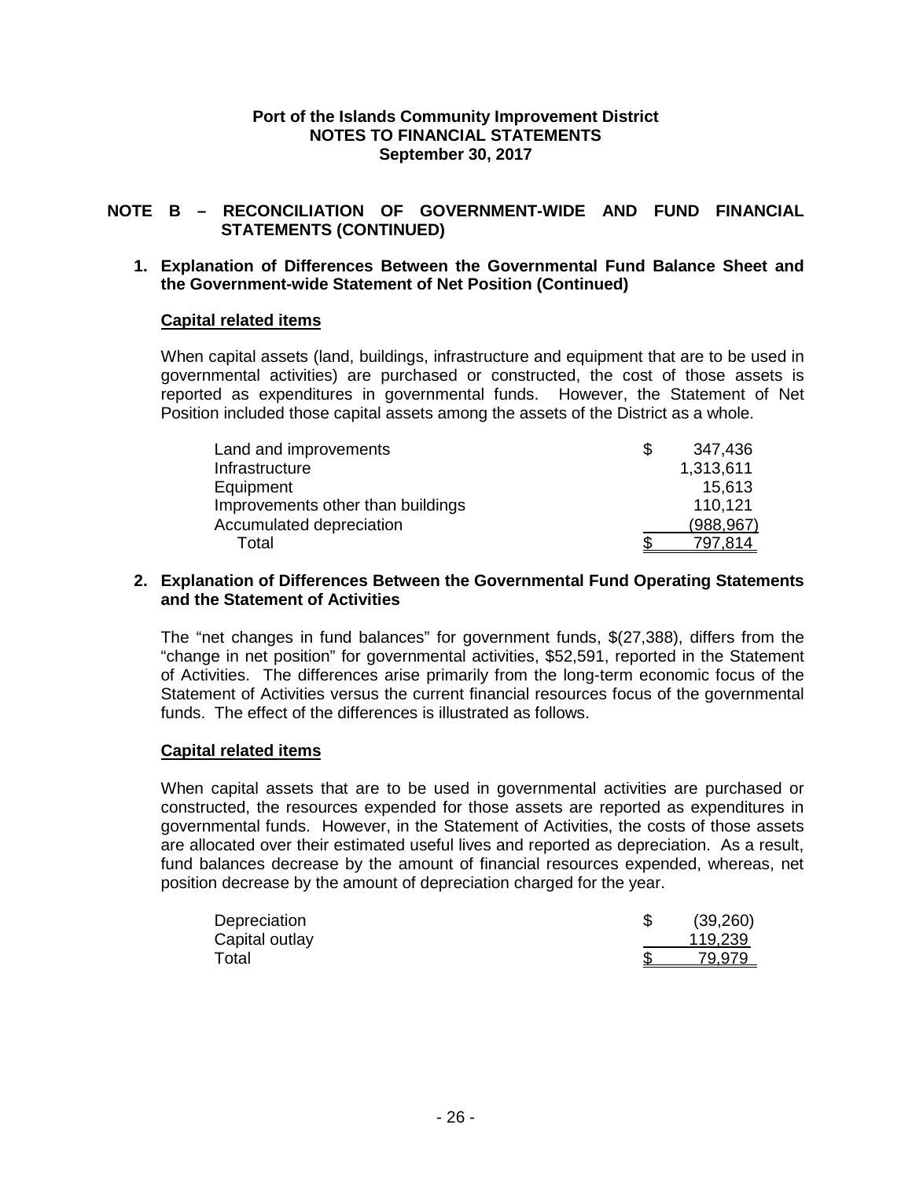**Port of the Islands Community Improvement District**
**NOTES TO FINANCIAL STATEMENTS**
**September 30, 2017**

## NOTE B – RECONCILIATION OF GOVERNMENT-WIDE AND FUND FINANCIAL STATEMENTS (CONTINUED)

### 1. Explanation of Differences Between the Governmental Fund Balance Sheet and the Government-wide Statement of Net Position (Continued)

**Capital related items**

When capital assets (land, buildings, infrastructure and equipment that are to be used in governmental activities) are purchased or constructed, the cost of those assets is reported as expenditures in governmental funds. However, the Statement of Net Position included those capital assets among the assets of the District as a whole.

| | |
|---|---|
| Land and improvements | $ 347,436 |
| Infrastructure | 1,313,611 |
| Equipment | 15,613 |
| Improvements other than buildings | 110,121 |
| Accumulated depreciation | (988,967) |
| Total | $ 797,814 |

### 2. Explanation of Differences Between the Governmental Fund Operating Statements and the Statement of Activities

The "net changes in fund balances" for government funds, $(27,388), differs from the "change in net position" for governmental activities, $52,591, reported in the Statement of Activities. The differences arise primarily from the long-term economic focus of the Statement of Activities versus the current financial resources focus of the governmental funds. The effect of the differences is illustrated as follows.

**Capital related items**

When capital assets that are to be used in governmental activities are purchased or constructed, the resources expended for those assets are reported as expenditures in governmental funds. However, in the Statement of Activities, the costs of those assets are allocated over their estimated useful lives and reported as depreciation. As a result, fund balances decrease by the amount of financial resources expended, whereas, net position decrease by the amount of depreciation charged for the year.

| | |
|---|---|
| Depreciation | $ (39,260) |
| Capital outlay | 119,239 |
| Total | $ 79,979 |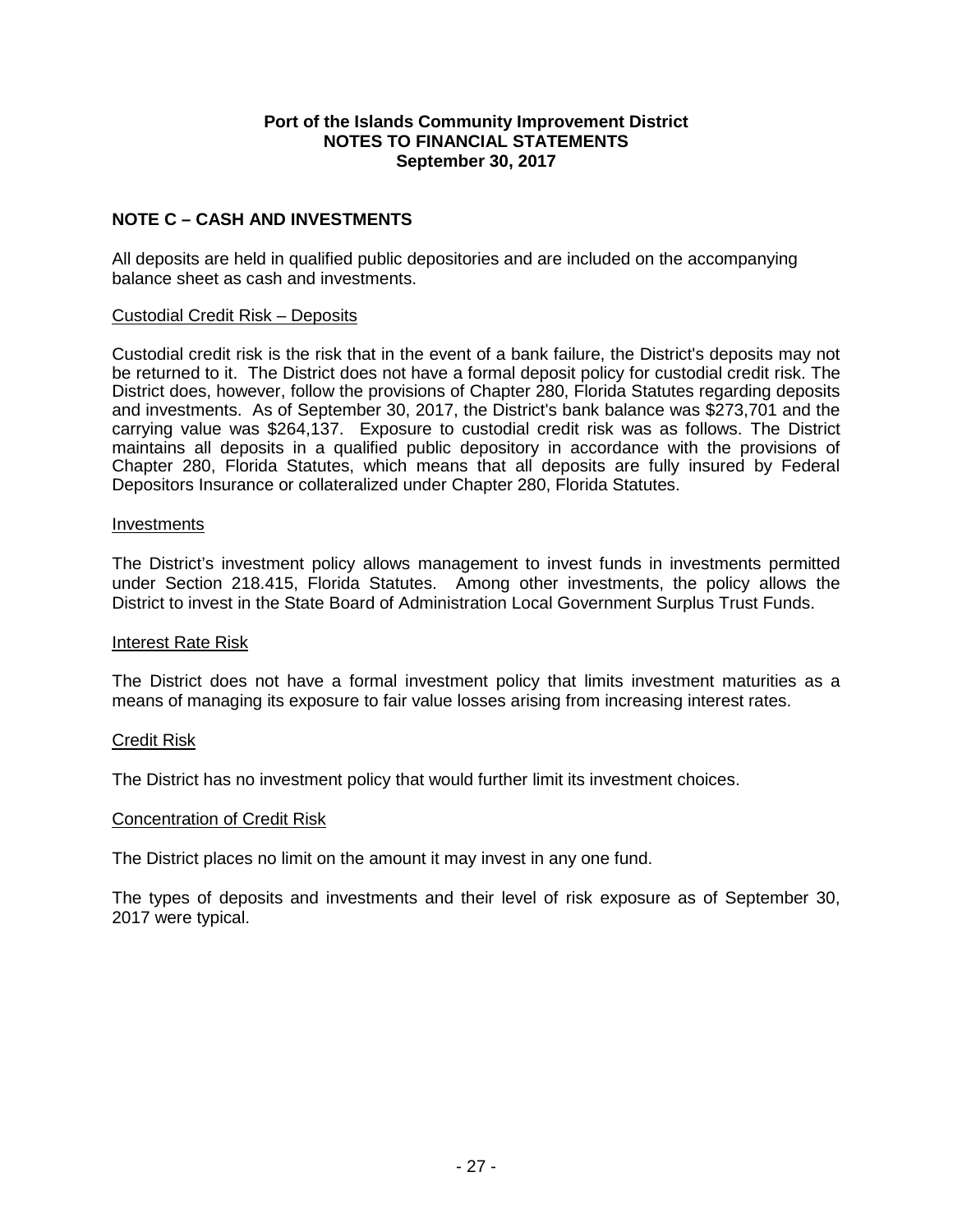**Port of the Islands Community Improvement District**
**NOTES TO FINANCIAL STATEMENTS**
**September 30, 2017**

## NOTE C – CASH AND INVESTMENTS

All deposits are held in qualified public depositories and are included on the accompanying balance sheet as cash and investments.

### Custodial Credit Risk – Deposits

Custodial credit risk is the risk that in the event of a bank failure, the District's deposits may not be returned to it. The District does not have a formal deposit policy for custodial credit risk. The District does, however, follow the provisions of Chapter 280, Florida Statutes regarding deposits and investments. As of September 30, 2017, the District's bank balance was $273,701 and the carrying value was $264,137. Exposure to custodial credit risk was as follows. The District maintains all deposits in a qualified public depository in accordance with the provisions of Chapter 280, Florida Statutes, which means that all deposits are fully insured by Federal Depositors Insurance or collateralized under Chapter 280, Florida Statutes.

### Investments

The District's investment policy allows management to invest funds in investments permitted under Section 218.415, Florida Statutes. Among other investments, the policy allows the District to invest in the State Board of Administration Local Government Surplus Trust Funds.

### Interest Rate Risk

The District does not have a formal investment policy that limits investment maturities as a means of managing its exposure to fair value losses arising from increasing interest rates.

### Credit Risk

The District has no investment policy that would further limit its investment choices.

### Concentration of Credit Risk

The District places no limit on the amount it may invest in any one fund.

The types of deposits and investments and their level of risk exposure as of September 30, 2017 were typical.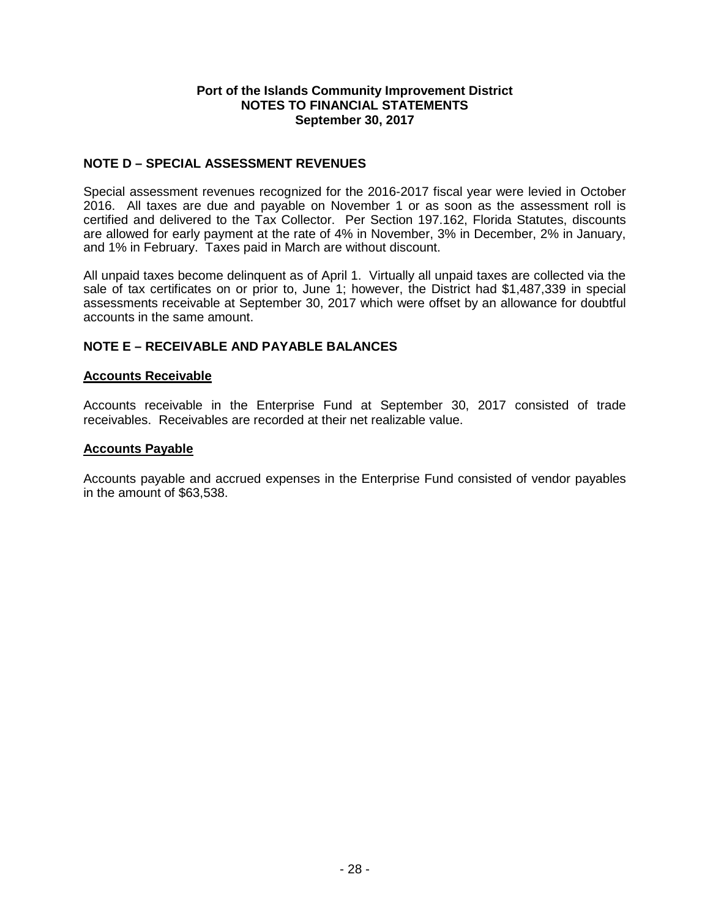**Port of the Islands Community Improvement District**
**NOTES TO FINANCIAL STATEMENTS**
**September 30, 2017**

## NOTE D – SPECIAL ASSESSMENT REVENUES

Special assessment revenues recognized for the 2016-2017 fiscal year were levied in October 2016. All taxes are due and payable on November 1 or as soon as the assessment roll is certified and delivered to the Tax Collector. Per Section 197.162, Florida Statutes, discounts are allowed for early payment at the rate of 4% in November, 3% in December, 2% in January, and 1% in February. Taxes paid in March are without discount.

All unpaid taxes become delinquent as of April 1. Virtually all unpaid taxes are collected via the sale of tax certificates on or prior to, June 1; however, the District had $1,487,339 in special assessments receivable at September 30, 2017 which were offset by an allowance for doubtful accounts in the same amount.

## NOTE E – RECEIVABLE AND PAYABLE BALANCES

### Accounts Receivable

Accounts receivable in the Enterprise Fund at September 30, 2017 consisted of trade receivables. Receivables are recorded at their net realizable value.

### Accounts Payable

Accounts payable and accrued expenses in the Enterprise Fund consisted of vendor payables in the amount of $63,538.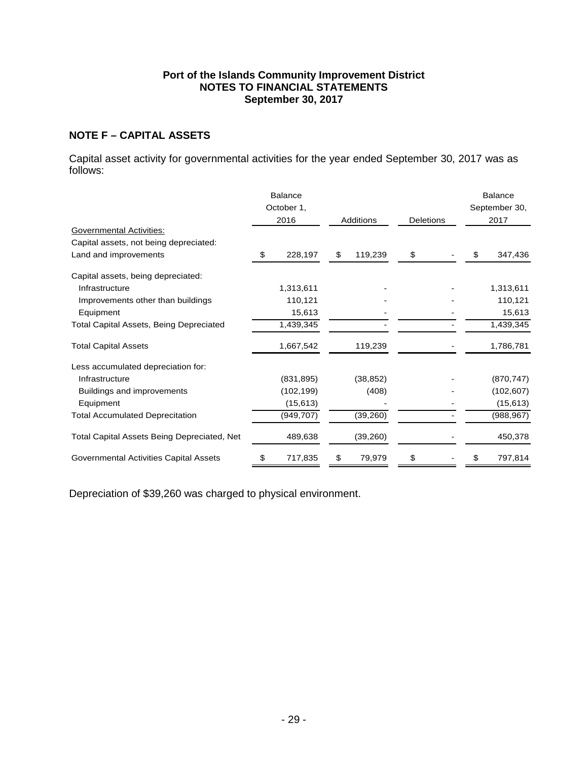**Port of the Islands Community Improvement District**
**NOTES TO FINANCIAL STATEMENTS**
**September 30, 2017**

## NOTE F – CAPITAL ASSETS

Capital asset activity for governmental activities for the year ended September 30, 2017 was as follows:

| | Balance October 1, 2016 | Additions | Deletions | Balance September 30, 2017 |
|---|---|---|---|---|
| Governmental Activities: | | | | |
| Capital assets, not being depreciated: | | | | |
| Land and improvements | $ 228,197 | $ 119,239 | $ - | $ 347,436 |
| Capital assets, being depreciated: | | | | |
| Infrastructure | 1,313,611 | - | - | 1,313,611 |
| Improvements other than buildings | 110,121 | - | - | 110,121 |
| Equipment | 15,613 | - | - | 15,613 |
| Total Capital Assets, Being Depreciated | 1,439,345 | - | - | 1,439,345 |
| Total Capital Assets | 1,667,542 | 119,239 | - | 1,786,781 |
| Less accumulated depreciation for: | | | | |
| Infrastructure | (831,895) | (38,852) | - | (870,747) |
| Buildings and improvements | (102,199) | (408) | - | (102,607) |
| Equipment | (15,613) | - | - | (15,613) |
| Total Accumulated Deprecitation | (949,707) | (39,260) | - | (988,967) |
| Total Capital Assets Being Depreciated, Net | 489,638 | (39,260) | - | 450,378 |
| Governmental Activities Capital Assets | $ 717,835 | $ 79,979 | $ - | $ 797,814 |

Depreciation of $39,260 was charged to physical environment.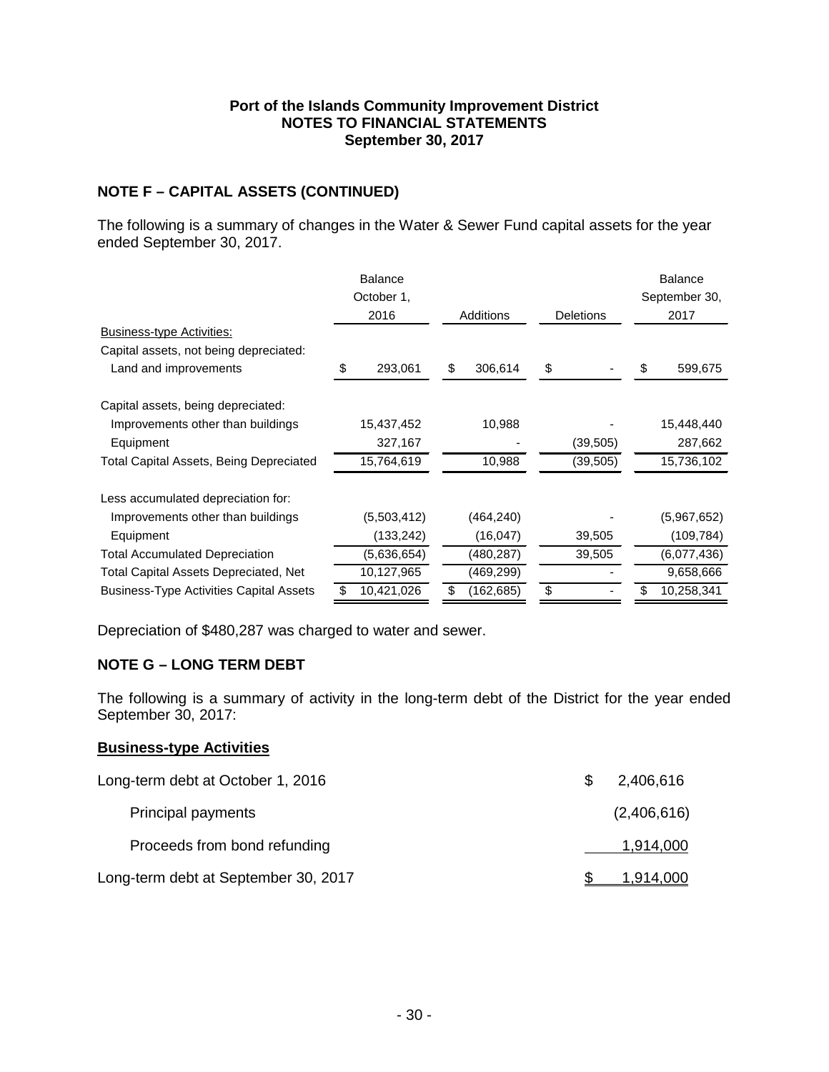**Port of the Islands Community Improvement District**
**NOTES TO FINANCIAL STATEMENTS**
**September 30, 2017**

## NOTE F – CAPITAL ASSETS (CONTINUED)

The following is a summary of changes in the Water & Sewer Fund capital assets for the year ended September 30, 2017.

| | Balance October 1, 2016 | Additions | Deletions | Balance September 30, 2017 |
|---|---|---|---|---|
| Business-type Activities: | | | | |
| Capital assets, not being depreciated: | | | | |
| Land and improvements | $ 293,061 | $ 306,614 | $ - | $ 599,675 |
| Capital assets, being depreciated: | | | | |
| Improvements other than buildings | 15,437,452 | 10,988 | - | 15,448,440 |
| Equipment | 327,167 | - | (39,505) | 287,662 |
| Total Capital Assets, Being Depreciated | 15,764,619 | 10,988 | (39,505) | 15,736,102 |
| Less accumulated depreciation for: | | | | |
| Improvements other than buildings | (5,503,412) | (464,240) | - | (5,967,652) |
| Equipment | (133,242) | (16,047) | 39,505 | (109,784) |
| Total Accumulated Depreciation | (5,636,654) | (480,287) | 39,505 | (6,077,436) |
| Total Capital Assets Depreciated, Net | 10,127,965 | (469,299) | - | 9,658,666 |
| Business-Type Activities Capital Assets | $ 10,421,026 | $ (162,685) | $ - | $ 10,258,341 |

Depreciation of $480,287 was charged to water and sewer.

## NOTE G – LONG TERM DEBT

The following is a summary of activity in the long-term debt of the District for the year ended September 30, 2017:

**Business-type Activities**

| | |
|---|---|
| Long-term debt at October 1, 2016 | $ 2,406,616 |
| Principal payments | (2,406,616) |
| Proceeds from bond refunding | 1,914,000 |
| Long-term debt at September 30, 2017 | $ 1,914,000 |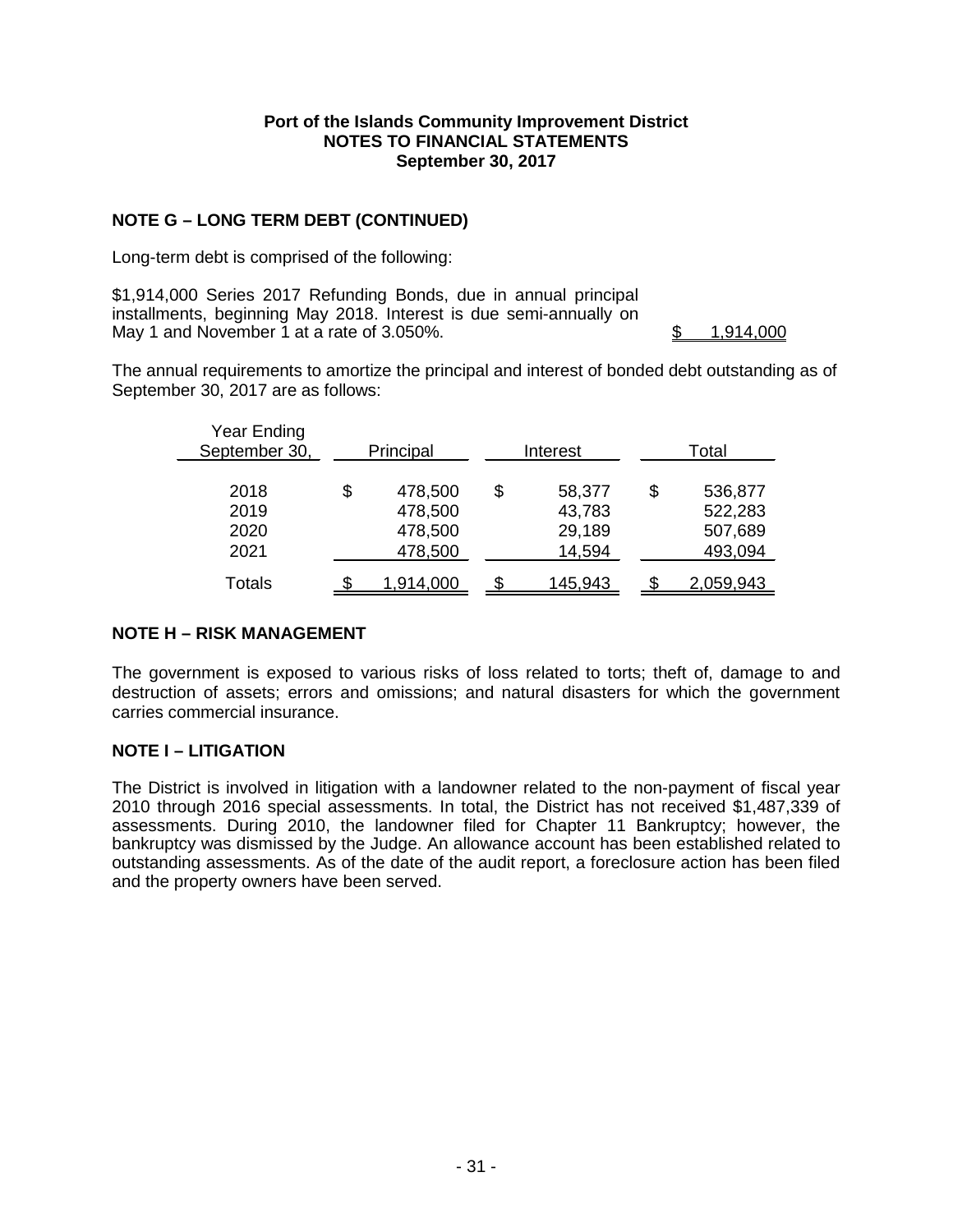**Port of the Islands Community Improvement District**
**NOTES TO FINANCIAL STATEMENTS**
**September 30, 2017**

## NOTE G – LONG TERM DEBT (CONTINUED)

Long-term debt is comprised of the following:

| | |
|---|---|
| $1,914,000 Series 2017 Refunding Bonds, due in annual principal installments, beginning May 2018. Interest is due semi-annually on May 1 and November 1 at a rate of 3.050%. | $ 1,914,000 |

The annual requirements to amortize the principal and interest of bonded debt outstanding as of September 30, 2017 are as follows:

| Year Ending September 30, | Principal | Interest | Total |
|---|---|---|---|
| 2018 | $ 478,500 | $ 58,377 | $ 536,877 |
| 2019 | 478,500 | 43,783 | 522,283 |
| 2020 | 478,500 | 29,189 | 507,689 |
| 2021 | 478,500 | 14,594 | 493,094 |
| Totals | $ 1,914,000 | $ 145,943 | $ 2,059,943 |

## NOTE H – RISK MANAGEMENT

The government is exposed to various risks of loss related to torts; theft of, damage to and destruction of assets; errors and omissions; and natural disasters for which the government carries commercial insurance.

## NOTE I – LITIGATION

The District is involved in litigation with a landowner related to the non-payment of fiscal year 2010 through 2016 special assessments. In total, the District has not received $1,487,339 of assessments. During 2010, the landowner filed for Chapter 11 Bankruptcy; however, the bankruptcy was dismissed by the Judge. An allowance account has been established related to outstanding assessments. As of the date of the audit report, a foreclosure action has been filed and the property owners have been served.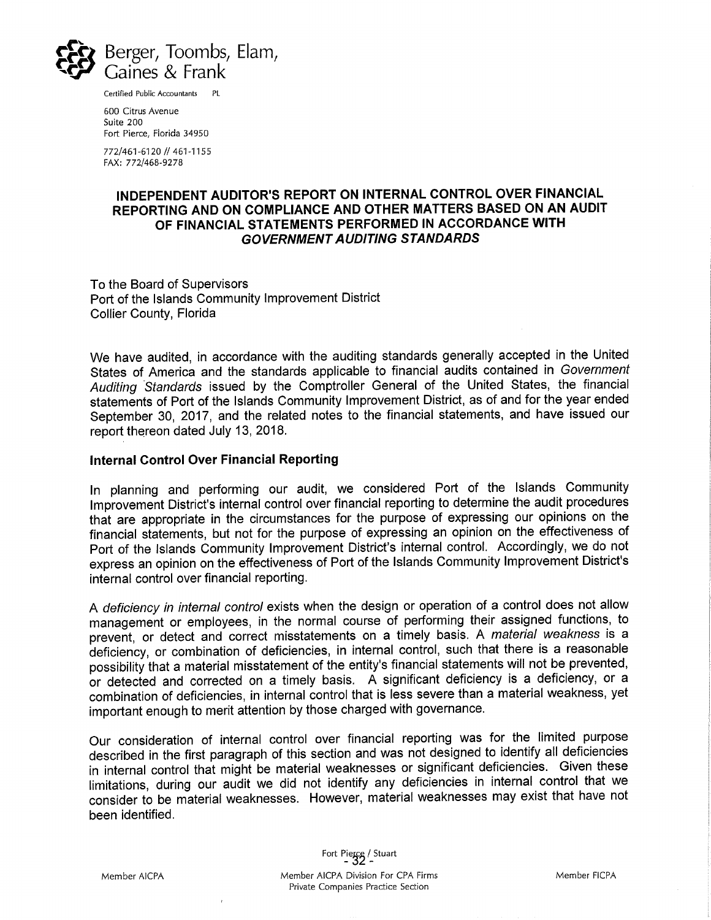Berger, Toombs, Elam, Gaines & Frank

Certified Public Accountants PL

600 Citrus Avenue
Suite 200
Fort Pierce, Florida 34950

772/461-6120 // 461-1155
FAX: 772/468-9278

## INDEPENDENT AUDITOR'S REPORT ON INTERNAL CONTROL OVER FINANCIAL REPORTING AND ON COMPLIANCE AND OTHER MATTERS BASED ON AN AUDIT OF FINANCIAL STATEMENTS PERFORMED IN ACCORDANCE WITH *GOVERNMENT AUDITING STANDARDS*

To the Board of Supervisors
Port of the Islands Community Improvement District
Collier County, Florida

We have audited, in accordance with the auditing standards generally accepted in the United States of America and the standards applicable to financial audits contained in *Government Auditing Standards* issued by the Comptroller General of the United States, the financial statements of Port of the Islands Community Improvement District, as of and for the year ended September 30, 2017, and the related notes to the financial statements, and have issued our report thereon dated July 13, 2018.

### Internal Control Over Financial Reporting

In planning and performing our audit, we considered Port of the Islands Community Improvement District's internal control over financial reporting to determine the audit procedures that are appropriate in the circumstances for the purpose of expressing our opinions on the financial statements, but not for the purpose of expressing an opinion on the effectiveness of Port of the Islands Community Improvement District's internal control. Accordingly, we do not express an opinion on the effectiveness of Port of the Islands Community Improvement District's internal control over financial reporting.

A *deficiency in internal control* exists when the design or operation of a control does not allow management or employees, in the normal course of performing their assigned functions, to prevent, or detect and correct misstatements on a timely basis. A *material weakness* is a deficiency, or combination of deficiencies, in internal control, such that there is a reasonable possibility that a material misstatement of the entity's financial statements will not be prevented, or detected and corrected on a timely basis. A significant deficiency is a deficiency, or a combination of deficiencies, in internal control that is less severe than a material weakness, yet important enough to merit attention by those charged with governance.

Our consideration of internal control over financial reporting was for the limited purpose described in the first paragraph of this section and was not designed to identify all deficiencies in internal control that might be material weaknesses or significant deficiencies. Given these limitations, during our audit we did not identify any deficiencies in internal control that we consider to be material weaknesses. However, material weaknesses may exist that have not been identified.

Fort Pierce / Stuart

Member AICPA — Member AICPA Division For CPA Firms Private Companies Practice Section — Member FICPA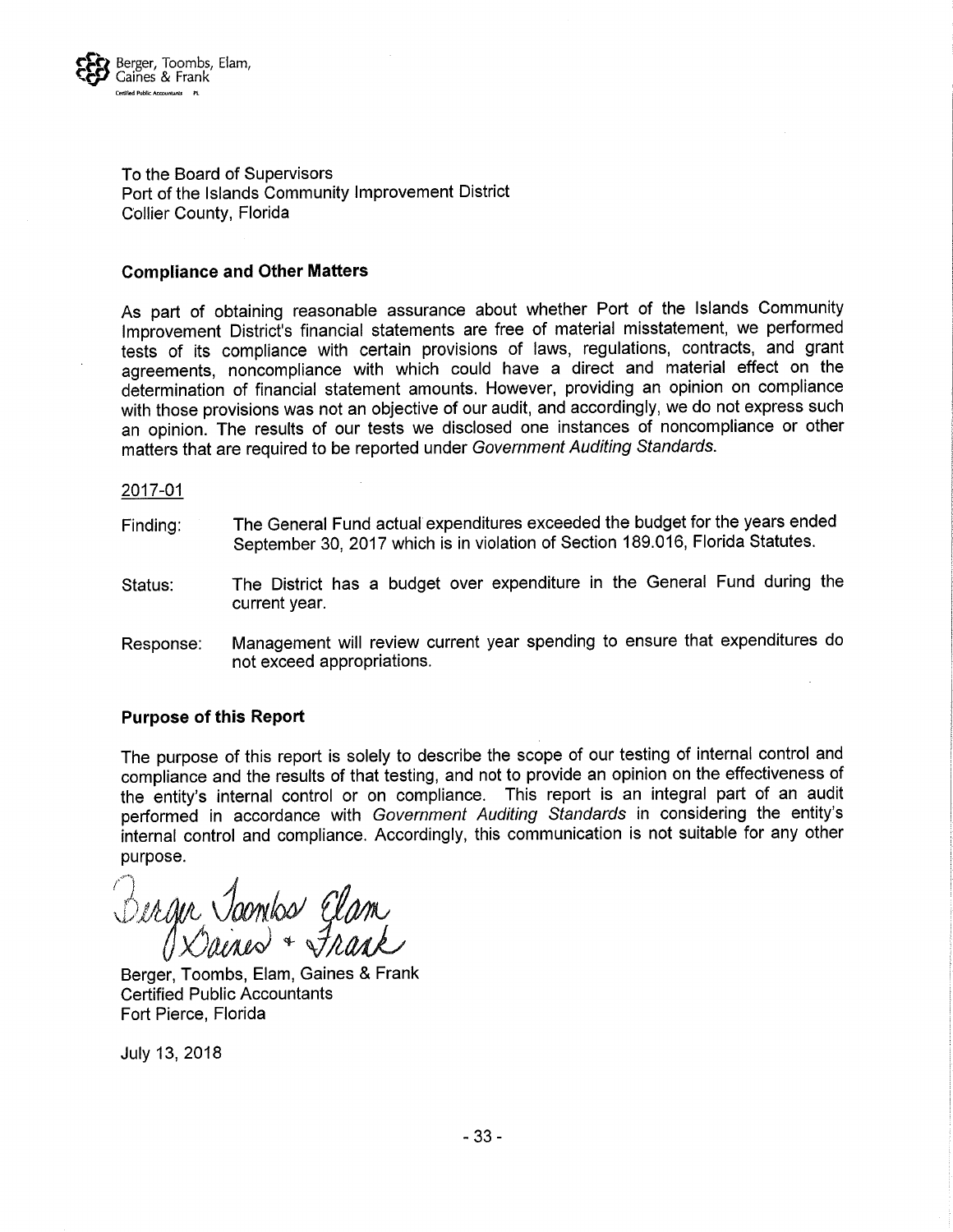Berger, Toombs, Elam, Gaines & Frank
Certified Public Accountants PL

To the Board of Supervisors
Port of the Islands Community Improvement District
Collier County, Florida

**Compliance and Other Matters**

As part of obtaining reasonable assurance about whether Port of the Islands Community Improvement District's financial statements are free of material misstatement, we performed tests of its compliance with certain provisions of laws, regulations, contracts, and grant agreements, noncompliance with which could have a direct and material effect on the determination of financial statement amounts. However, providing an opinion on compliance with those provisions was not an objective of our audit, and accordingly, we do not express such an opinion. The results of our tests we disclosed one instances of noncompliance or other matters that are required to be reported under *Government Auditing Standards*.

2017-01

Finding: The General Fund actual expenditures exceeded the budget for the years ended September 30, 2017 which is in violation of Section 189.016, Florida Statutes.

Status: The District has a budget over expenditure in the General Fund during the current year.

Response: Management will review current year spending to ensure that expenditures do not exceed appropriations.

**Purpose of this Report**

The purpose of this report is solely to describe the scope of our testing of internal control and compliance and the results of that testing, and not to provide an opinion on the effectiveness of the entity's internal control or on compliance. This report is an integral part of an audit performed in accordance with *Government Auditing Standards* in considering the entity's internal control and compliance. Accordingly, this communication is not suitable for any other purpose.

*Berger Toombs Elam Gaines + Frank*

Berger, Toombs, Elam, Gaines & Frank
Certified Public Accountants
Fort Pierce, Florida

July 13, 2018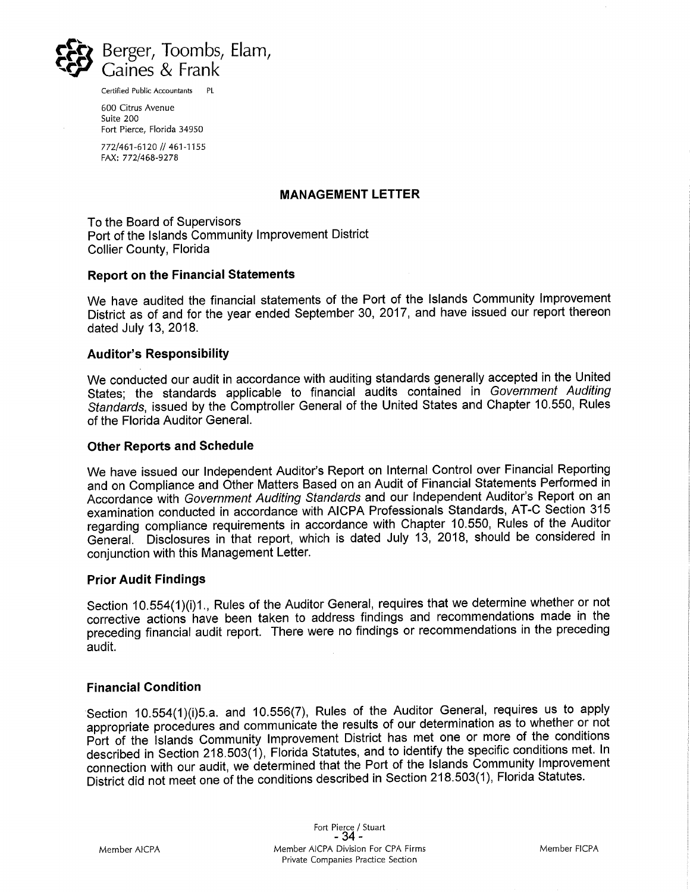Berger, Toombs, Elam, Gaines & Frank

Certified Public Accountants PL

600 Citrus Avenue
Suite 200
Fort Pierce, Florida 34950

772/461-6120 // 461-1155
FAX: 772/468-9278

## MANAGEMENT LETTER

To the Board of Supervisors
Port of the Islands Community Improvement District
Collier County, Florida

### Report on the Financial Statements

We have audited the financial statements of the Port of the Islands Community Improvement District as of and for the year ended September 30, 2017, and have issued our report thereon dated July 13, 2018.

### Auditor's Responsibility

We conducted our audit in accordance with auditing standards generally accepted in the United States; the standards applicable to financial audits contained in *Government Auditing Standards*, issued by the Comptroller General of the United States and Chapter 10.550, Rules of the Florida Auditor General.

### Other Reports and Schedule

We have issued our Independent Auditor's Report on Internal Control over Financial Reporting and on Compliance and Other Matters Based on an Audit of Financial Statements Performed in Accordance with *Government Auditing Standards* and our Independent Auditor's Report on an examination conducted in accordance with AICPA Professionals Standards, AT-C Section 315 regarding compliance requirements in accordance with Chapter 10.550, Rules of the Auditor General. Disclosures in that report, which is dated July 13, 2018, should be considered in conjunction with this Management Letter.

### Prior Audit Findings

Section 10.554(1)(i)1., Rules of the Auditor General, requires that we determine whether or not corrective actions have been taken to address findings and recommendations made in the preceding financial audit report. There were no findings or recommendations in the preceding audit.

### Financial Condition

Section 10.554(1)(i)5.a. and 10.556(7), Rules of the Auditor General, requires us to apply appropriate procedures and communicate the results of our determination as to whether or not Port of the Islands Community Improvement District has met one or more of the conditions described in Section 218.503(1), Florida Statutes, and to identify the specific conditions met. In connection with our audit, we determined that the Port of the Islands Community Improvement District did not meet one of the conditions described in Section 218.503(1), Florida Statutes.

Fort Pierce / Stuart

Member AICPA | Member AICPA Division For CPA Firms Private Companies Practice Section | Member FICPA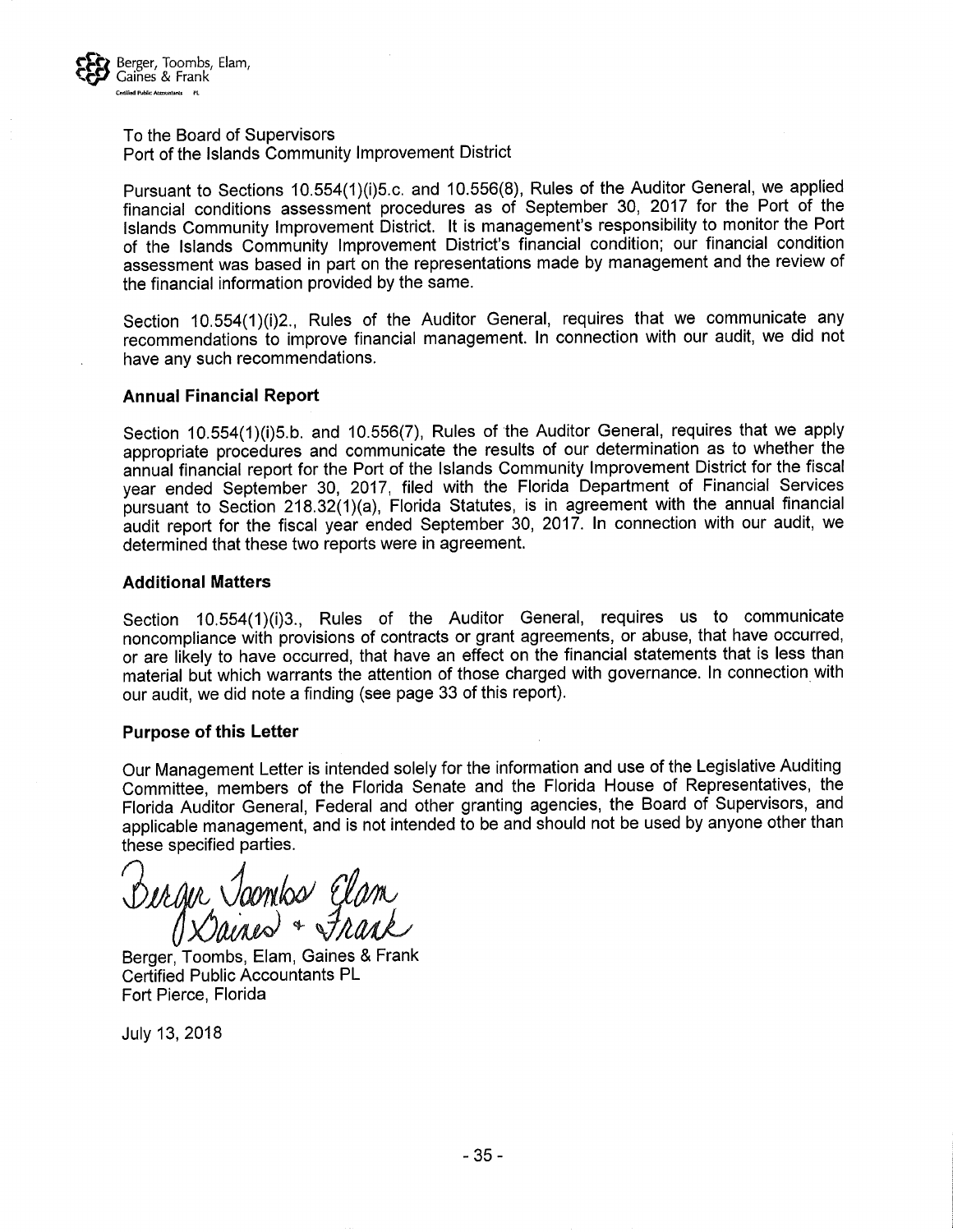Berger, Toombs, Elam, Gaines & Frank
Certified Public Accountants PL

To the Board of Supervisors
Port of the Islands Community Improvement District

Pursuant to Sections 10.554(1)(i)5.c. and 10.556(8), Rules of the Auditor General, we applied financial conditions assessment procedures as of September 30, 2017 for the Port of the Islands Community Improvement District. It is management's responsibility to monitor the Port of the Islands Community Improvement District's financial condition; our financial condition assessment was based in part on the representations made by management and the review of the financial information provided by the same.

Section 10.554(1)(i)2., Rules of the Auditor General, requires that we communicate any recommendations to improve financial management. In connection with our audit, we did not have any such recommendations.

**Annual Financial Report**

Section 10.554(1)(i)5.b. and 10.556(7), Rules of the Auditor General, requires that we apply appropriate procedures and communicate the results of our determination as to whether the annual financial report for the Port of the Islands Community Improvement District for the fiscal year ended September 30, 2017, filed with the Florida Department of Financial Services pursuant to Section 218.32(1)(a), Florida Statutes, is in agreement with the annual financial audit report for the fiscal year ended September 30, 2017. In connection with our audit, we determined that these two reports were in agreement.

**Additional Matters**

Section 10.554(1)(i)3., Rules of the Auditor General, requires us to communicate noncompliance with provisions of contracts or grant agreements, or abuse, that have occurred, or are likely to have occurred, that have an effect on the financial statements that is less than material but which warrants the attention of those charged with governance. In connection with our audit, we did note a finding (see page 33 of this report).

**Purpose of this Letter**

Our Management Letter is intended solely for the information and use of the Legislative Auditing Committee, members of the Florida Senate and the Florida House of Representatives, the Florida Auditor General, Federal and other granting agencies, the Board of Supervisors, and applicable management, and is not intended to be and should not be used by anyone other than these specified parties.

*Berger Toombs Elam Gaines & Frank*

Berger, Toombs, Elam, Gaines & Frank
Certified Public Accountants PL
Fort Pierce, Florida

July 13, 2018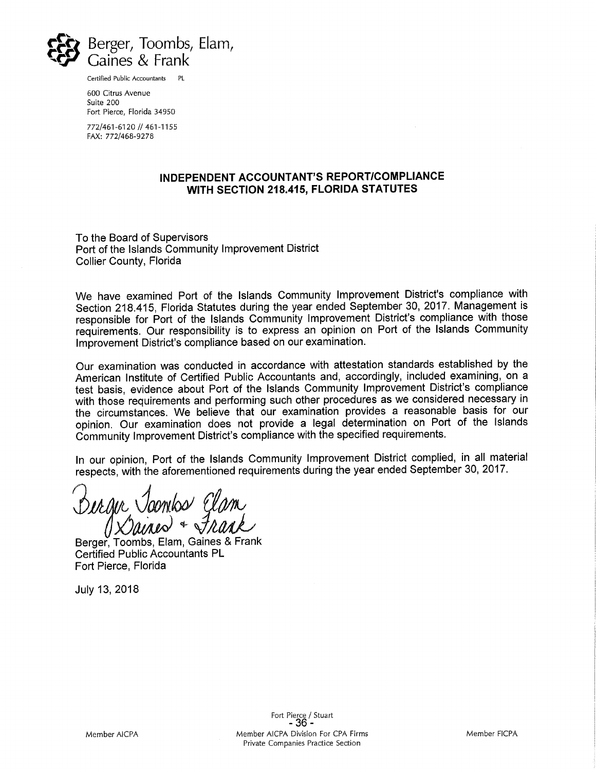Berger, Toombs, Elam, Gaines & Frank

Certified Public Accountants PL

600 Citrus Avenue
Suite 200
Fort Pierce, Florida 34950

772/461-6120 // 461-1155
FAX: 772/468-9278

## INDEPENDENT ACCOUNTANT'S REPORT/COMPLIANCE WITH SECTION 218.415, FLORIDA STATUTES

To the Board of Supervisors
Port of the Islands Community Improvement District
Collier County, Florida

We have examined Port of the Islands Community Improvement District's compliance with Section 218.415, Florida Statutes during the year ended September 30, 2017. Management is responsible for Port of the Islands Community Improvement District's compliance with those requirements. Our responsibility is to express an opinion on Port of the Islands Community Improvement District's compliance based on our examination.

Our examination was conducted in accordance with attestation standards established by the American Institute of Certified Public Accountants and, accordingly, included examining, on a test basis, evidence about Port of the Islands Community Improvement District's compliance with those requirements and performing such other procedures as we considered necessary in the circumstances. We believe that our examination provides a reasonable basis for our opinion. Our examination does not provide a legal determination on Port of the Islands Community Improvement District's compliance with the specified requirements.

In our opinion, Port of the Islands Community Improvement District complied, in all material respects, with the aforementioned requirements during the year ended September 30, 2017.

Berger Toombs Elam Gaines & Frank

Berger, Toombs, Elam, Gaines & Frank
Certified Public Accountants PL
Fort Pierce, Florida

July 13, 2018

Member AICPA

Fort Pierce / Stuart

Member AICPA Division For CPA Firms
Private Companies Practice Section

Member FICPA